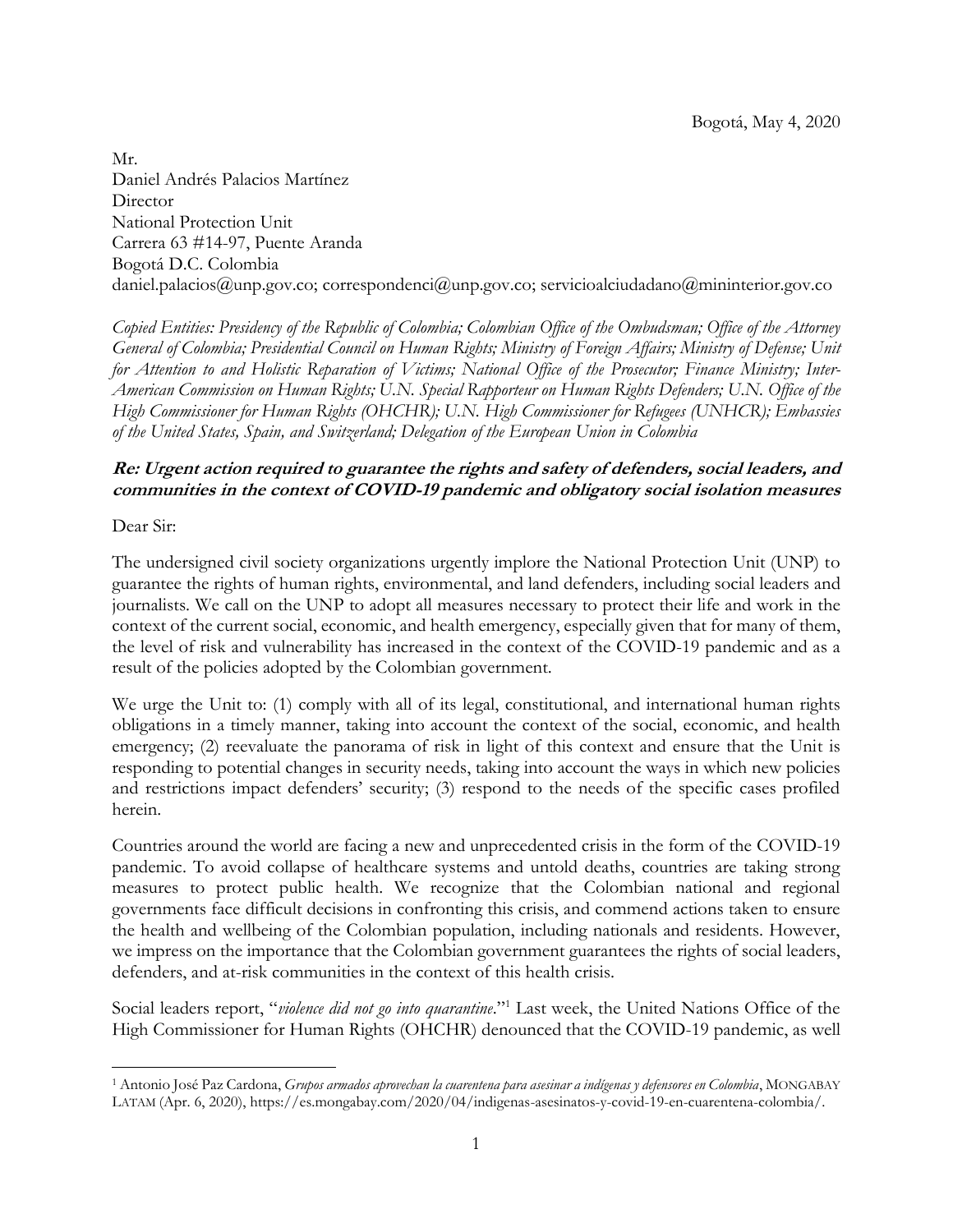Bogotá, May 4, 2020

Mr.
Daniel Andrés Palacios Martínez
Director
National Protection Unit
Carrera 63 #14-97, Puente Aranda
Bogotá D.C. Colombia
daniel.palacios@unp.gov.co; correspondenci@unp.gov.co; servicioalciudadano@mininterior.gov.co

*Copied Entities: Presidency of the Republic of Colombia; Colombian Office of the Ombudsman; Office of the Attorney General of Colombia; Presidential Council on Human Rights; Ministry of Foreign Affairs; Ministry of Defense; Unit for Attention to and Holistic Reparation of Victims; National Office of the Prosecutor; Finance Ministry; Inter-American Commission on Human Rights; U.N. Special Rapporteur on Human Rights Defenders; U.N. Office of the High Commissioner for Human Rights (OHCHR); U.N. High Commissioner for Refugees (UNHCR); Embassies of the United States, Spain, and Switzerland; Delegation of the European Union in Colombia*

***Re: Urgent action required to guarantee the rights and safety of defenders, social leaders, and communities in the context of COVID-19 pandemic and obligatory social isolation measures***

Dear Sir:

The undersigned civil society organizations urgently implore the National Protection Unit (UNP) to guarantee the rights of human rights, environmental, and land defenders, including social leaders and journalists. We call on the UNP to adopt all measures necessary to protect their life and work in the context of the current social, economic, and health emergency, especially given that for many of them, the level of risk and vulnerability has increased in the context of the COVID-19 pandemic and as a result of the policies adopted by the Colombian government.

We urge the Unit to: (1) comply with all of its legal, constitutional, and international human rights obligations in a timely manner, taking into account the context of the social, economic, and health emergency; (2) reevaluate the panorama of risk in light of this context and ensure that the Unit is responding to potential changes in security needs, taking into account the ways in which new policies and restrictions impact defenders' security; (3) respond to the needs of the specific cases profiled herein.

Countries around the world are facing a new and unprecedented crisis in the form of the COVID-19 pandemic. To avoid collapse of healthcare systems and untold deaths, countries are taking strong measures to protect public health. We recognize that the Colombian national and regional governments face difficult decisions in confronting this crisis, and commend actions taken to ensure the health and wellbeing of the Colombian population, including nationals and residents. However, we impress on the importance that the Colombian government guarantees the rights of social leaders, defenders, and at-risk communities in the context of this health crisis.

Social leaders report, "*violence did not go into quarantine*."[1] Last week, the United Nations Office of the High Commissioner for Human Rights (OHCHR) denounced that the COVID-19 pandemic, as well

---

[1] Antonio José Paz Cardona, *Grupos armados aprovechan la cuarentena para asesinar a indígenas y defensores en Colombia*, MONGABAY LATAM (Apr. 6, 2020), https://es.mongabay.com/2020/04/indigenas-asesinatos-y-covid-19-en-cuarentena-colombia/.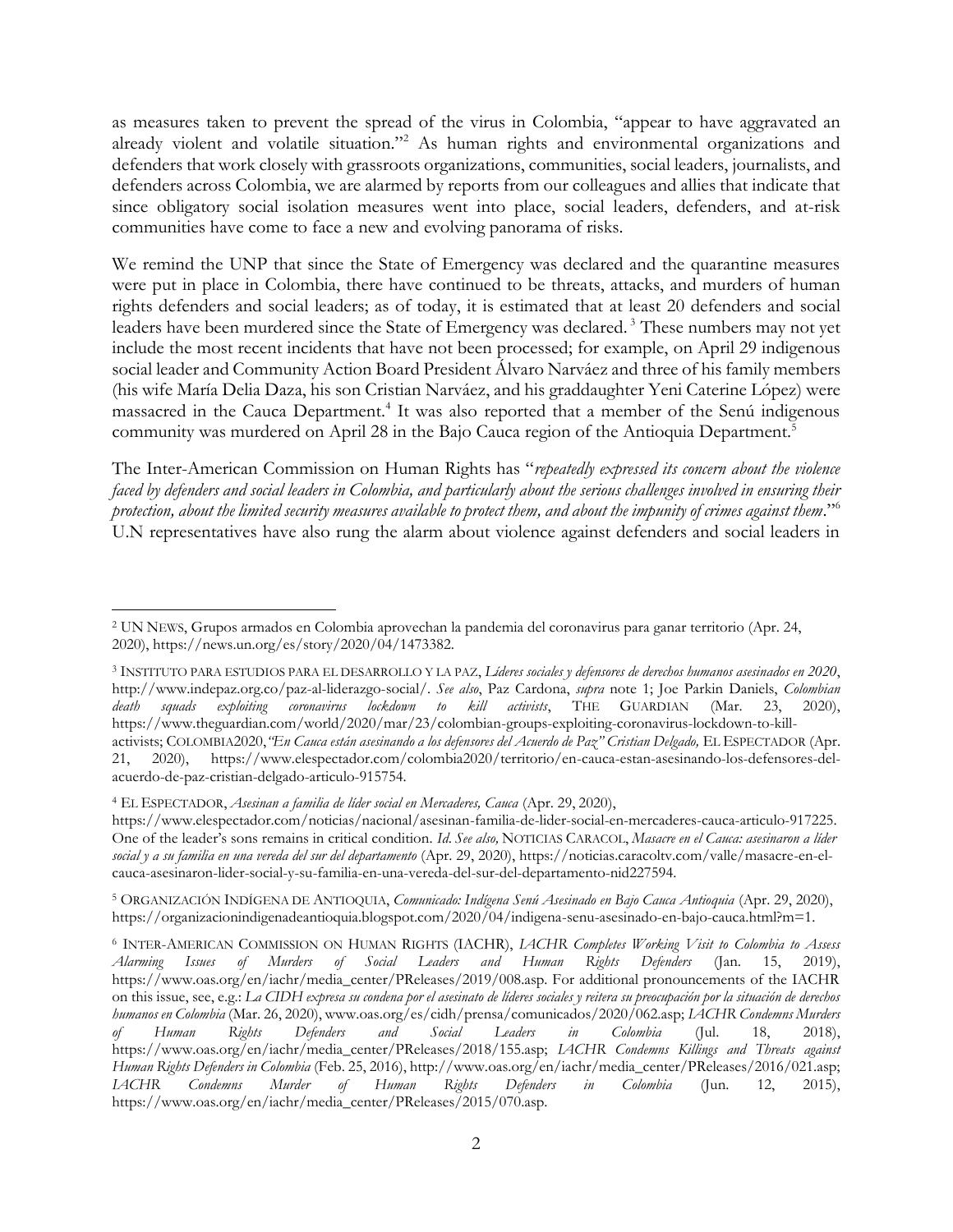as measures taken to prevent the spread of the virus in Colombia, "appear to have aggravated an already violent and volatile situation."[2] As human rights and environmental organizations and defenders that work closely with grassroots organizations, communities, social leaders, journalists, and defenders across Colombia, we are alarmed by reports from our colleagues and allies that indicate that since obligatory social isolation measures went into place, social leaders, defenders, and at-risk communities have come to face a new and evolving panorama of risks.

We remind the UNP that since the State of Emergency was declared and the quarantine measures were put in place in Colombia, there have continued to be threats, attacks, and murders of human rights defenders and social leaders; as of today, it is estimated that at least 20 defenders and social leaders have been murdered since the State of Emergency was declared.[3] These numbers may not yet include the most recent incidents that have not been processed; for example, on April 29 indigenous social leader and Community Action Board President Álvaro Narváez and three of his family members (his wife María Delia Daza, his son Cristian Narváez, and his graddaughter Yeni Caterine López) were massacred in the Cauca Department.[4] It was also reported that a member of the Senú indigenous community was murdered on April 28 in the Bajo Cauca region of the Antioquia Department.[5]

The Inter-American Commission on Human Rights has "*repeatedly expressed its concern about the violence faced by defenders and social leaders in Colombia, and particularly about the serious challenges involved in ensuring their protection, about the limited security measures available to protect them, and about the impunity of crimes against them*."[6] U.N representatives have also rung the alarm about violence against defenders and social leaders in

---

[2] UN NEWS, Grupos armados en Colombia aprovechan la pandemia del coronavirus para ganar territorio (Apr. 24, 2020), https://news.un.org/es/story/2020/04/1473382.

[3] INSTITUTO PARA ESTUDIOS PARA EL DESARROLLO Y LA PAZ, *Líderes sociales y defensores de derechos humanos asesinados en 2020*, http://www.indepaz.org.co/paz-al-liderazgo-social/. *See also*, Paz Cardona, *supra* note 1; Joe Parkin Daniels, *Colombian death squads exploiting coronavirus lockdown to kill activists*, THE GUARDIAN (Mar. 23, 2020), https://www.theguardian.com/world/2020/mar/23/colombian-groups-exploiting-coronavirus-lockdown-to-kill-activists; COLOMBIA2020, *"En Cauca están asesinando a los defensores del Acuerdo de Paz" Cristian Delgado,* EL ESPECTADOR (Apr. 21, 2020), https://www.elespectador.com/colombia2020/territorio/en-cauca-estan-asesinando-los-defensores-del-acuerdo-de-paz-cristian-delgado-articulo-915754.

[4] EL ESPECTADOR, *Asesinan a familia de líder social en Mercaderes, Cauca* (Apr. 29, 2020), https://www.elespectador.com/noticias/nacional/asesinan-familia-de-lider-social-en-mercaderes-cauca-articulo-917225. One of the leader's sons remains in critical condition. *Id. See also,* NOTICIAS CARACOL, *Masacre en el Cauca: asesinaron a líder social y a su familia en una vereda del sur del departamento* (Apr. 29, 2020), https://noticias.caracoltv.com/valle/masacre-en-el-cauca-asesinaron-lider-social-y-su-familia-en-una-vereda-del-sur-del-departamento-nid227594.

[5] ORGANIZACIÓN INDÍGENA DE ANTIOQUIA, *Comunicado: Indígena Senú Asesinado en Bajo Cauca Antioquia* (Apr. 29, 2020), https://organizacionindigenadeantioquia.blogspot.com/2020/04/indigena-senu-asesinado-en-bajo-cauca.html?m=1.

[6] INTER-AMERICAN COMMISSION ON HUMAN RIGHTS (IACHR), *IACHR Completes Working Visit to Colombia to Assess Alarming Issues of Murders of Social Leaders and Human Rights Defenders* (Jan. 15, 2019), https://www.oas.org/en/iachr/media_center/PReleases/2019/008.asp. For additional pronouncements of the IACHR on this issue, see, e.g.: *La CIDH expresa su condena por el asesinato de líderes sociales y reitera su preocupación por la situación de derechos humanos en Colombia* (Mar. 26, 2020), www.oas.org/es/cidh/prensa/comunicados/2020/062.asp; *IACHR Condemns Murders of Human Rights Defenders and Social Leaders in Colombia* (Jul. 18, 2018), https://www.oas.org/en/iachr/media_center/PReleases/2018/155.asp; *IACHR Condemns Killings and Threats against Human Rights Defenders in Colombia* (Feb. 25, 2016), http://www.oas.org/en/iachr/media_center/PReleases/2016/021.asp; *IACHR Condemns Murder of Human Rights Defenders in Colombia* (Jun. 12, 2015), https://www.oas.org/en/iachr/media_center/PReleases/2015/070.asp.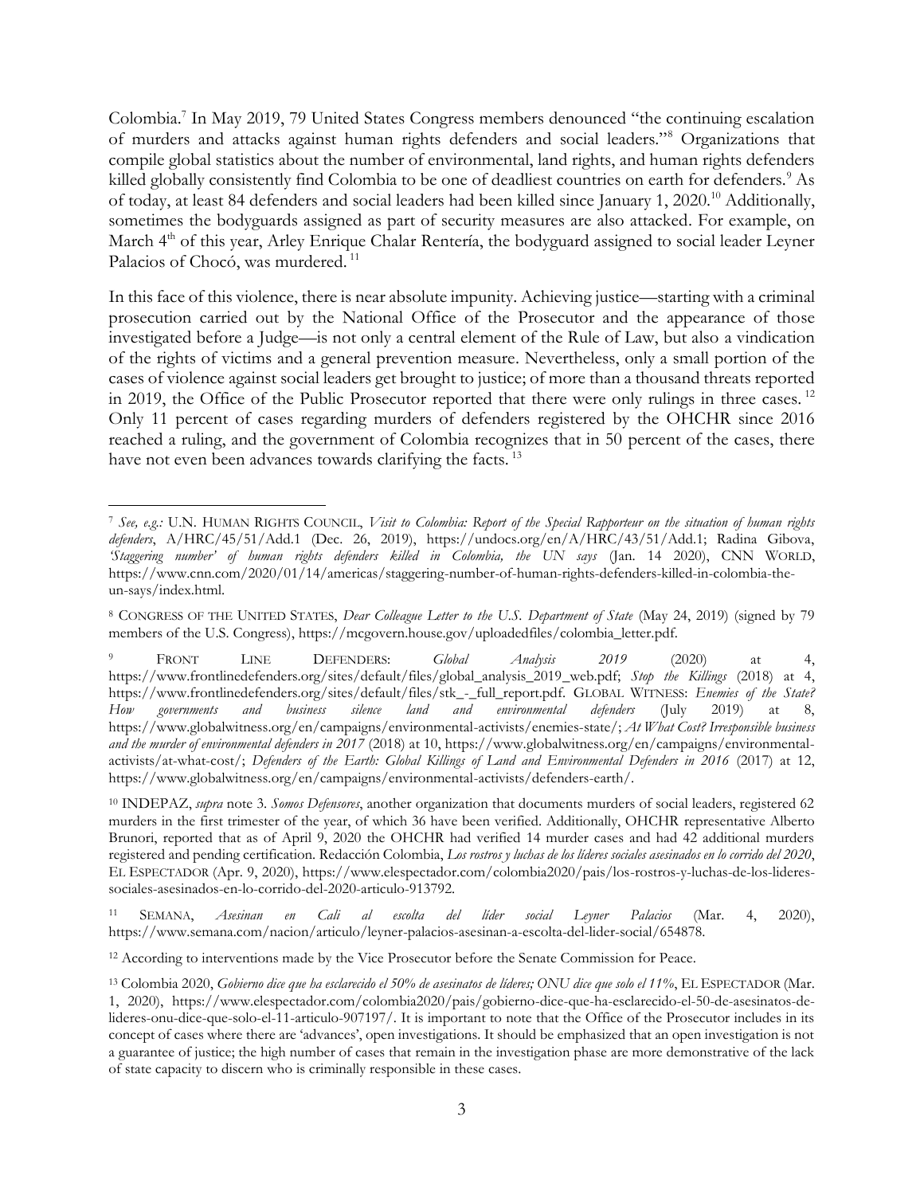Colombia.[7] In May 2019, 79 United States Congress members denounced "the continuing escalation of murders and attacks against human rights defenders and social leaders."[8] Organizations that compile global statistics about the number of environmental, land rights, and human rights defenders killed globally consistently find Colombia to be one of deadliest countries on earth for defenders.[9] As of today, at least 84 defenders and social leaders had been killed since January 1, 2020.[10] Additionally, sometimes the bodyguards assigned as part of security measures are also attacked. For example, on March 4th of this year, Arley Enrique Chalar Rentería, the bodyguard assigned to social leader Leyner Palacios of Chocó, was murdered.[11]

In this face of this violence, there is near absolute impunity. Achieving justice—starting with a criminal prosecution carried out by the National Office of the Prosecutor and the appearance of those investigated before a Judge—is not only a central element of the Rule of Law, but also a vindication of the rights of victims and a general prevention measure. Nevertheless, only a small portion of the cases of violence against social leaders get brought to justice; of more than a thousand threats reported in 2019, the Office of the Public Prosecutor reported that there were only rulings in three cases.[12] Only 11 percent of cases regarding murders of defenders registered by the OHCHR since 2016 reached a ruling, and the government of Colombia recognizes that in 50 percent of the cases, there have not even been advances towards clarifying the facts.[13]

---

[7] *See, e.g.:* U.N. HUMAN RIGHTS COUNCIL, *Visit to Colombia: Report of the Special Rapporteur on the situation of human rights defenders*, A/HRC/45/51/Add.1 (Dec. 26, 2019), https://undocs.org/en/A/HRC/43/51/Add.1; Radina Gibova, *'Staggering number' of human rights defenders killed in Colombia, the UN says* (Jan. 14 2020), CNN WORLD, https://www.cnn.com/2020/01/14/americas/staggering-number-of-human-rights-defenders-killed-in-colombia-the-un-says/index.html.

[8] CONGRESS OF THE UNITED STATES, *Dear Colleague Letter to the U.S. Department of State* (May 24, 2019) (signed by 79 members of the U.S. Congress), https://mcgovern.house.gov/uploadedfiles/colombia_letter.pdf.

[9] FRONT LINE DEFENDERS: *Global Analysis 2019* (2020) at 4, https://www.frontlinedefenders.org/sites/default/files/global_analysis_2019_web.pdf; *Stop the Killings* (2018) at 4, https://www.frontlinedefenders.org/sites/default/files/stk_-_full_report.pdf. GLOBAL WITNESS: *Enemies of the State? How governments and business silence land and environmental defenders* (July 2019) at 8, https://www.globalwitness.org/en/campaigns/environmental-activists/enemies-state/; *At What Cost? Irresponsible business and the murder of environmental defenders in 2017* (2018) at 10, https://www.globalwitness.org/en/campaigns/environmental-activists/at-what-cost/; *Defenders of the Earth: Global Killings of Land and Environmental Defenders in 2016* (2017) at 12, https://www.globalwitness.org/en/campaigns/environmental-activists/defenders-earth/.

[10] INDEPAZ, *supra* note 3. *Somos Defensores*, another organization that documents murders of social leaders, registered 62 murders in the first trimester of the year, of which 36 have been verified. Additionally, OHCHR representative Alberto Brunori, reported that as of April 9, 2020 the OHCHR had verified 14 murder cases and had 42 additional murders registered and pending certification. Redacción Colombia, *Los rostros y luchas de los líderes sociales asesinados en lo corrido del 2020*, EL ESPECTADOR (Apr. 9, 2020), https://www.elespectador.com/colombia2020/pais/los-rostros-y-luchas-de-los-lideres-sociales-asesinados-en-lo-corrido-del-2020-articulo-913792.

[11] SEMANA, *Asesinan en Cali al escolta del líder social Leyner Palacios* (Mar. 4, 2020), https://www.semana.com/nacion/articulo/leyner-palacios-asesinan-a-escolta-del-lider-social/654878.

[12] According to interventions made by the Vice Prosecutor before the Senate Commission for Peace.

[13] Colombia 2020, *Gobierno dice que ha esclarecido el 50% de asesinatos de líderes; ONU dice que solo el 11%*, EL ESPECTADOR (Mar. 1, 2020), https://www.elespectador.com/colombia2020/pais/gobierno-dice-que-ha-esclarecido-el-50-de-asesinatos-de-lideres-onu-dice-que-solo-el-11-articulo-907197/. It is important to note that the Office of the Prosecutor includes in its concept of cases where there are 'advances', open investigations. It should be emphasized that an open investigation is not a guarantee of justice; the high number of cases that remain in the investigation phase are more demonstrative of the lack of state capacity to discern who is criminally responsible in these cases.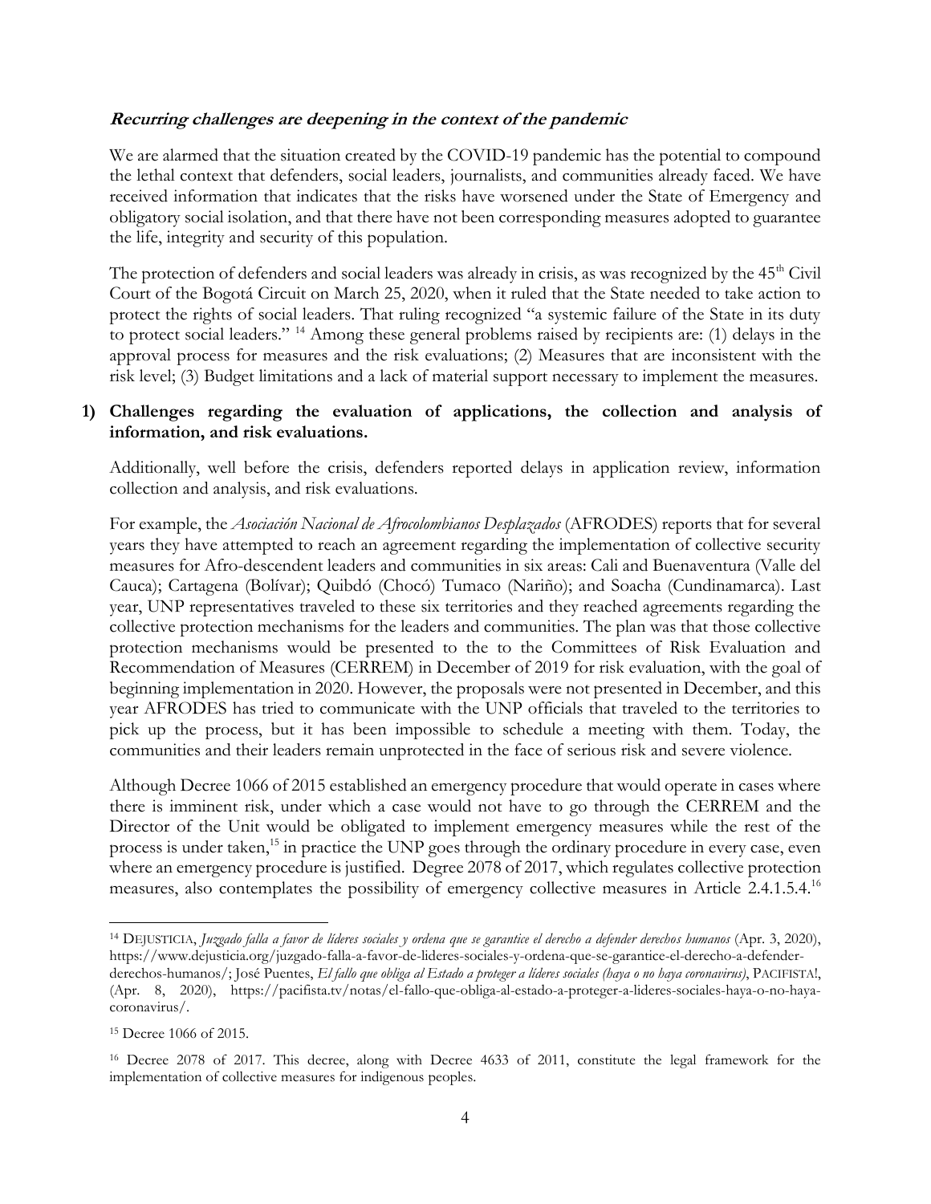***Recurring challenges are deepening in the context of the pandemic***

We are alarmed that the situation created by the COVID-19 pandemic has the potential to compound the lethal context that defenders, social leaders, journalists, and communities already faced. We have received information that indicates that the risks have worsened under the State of Emergency and obligatory social isolation, and that there have not been corresponding measures adopted to guarantee the life, integrity and security of this population.

The protection of defenders and social leaders was already in crisis, as was recognized by the 45th Civil Court of the Bogotá Circuit on March 25, 2020, when it ruled that the State needed to take action to protect the rights of social leaders. That ruling recognized "a systemic failure of the State in its duty to protect social leaders." [14] Among these general problems raised by recipients are: (1) delays in the approval process for measures and the risk evaluations; (2) Measures that are inconsistent with the risk level; (3) Budget limitations and a lack of material support necessary to implement the measures.

**1) Challenges regarding the evaluation of applications, the collection and analysis of information, and risk evaluations.**

Additionally, well before the crisis, defenders reported delays in application review, information collection and analysis, and risk evaluations.

For example, the *Asociación Nacional de Afrocolombianos Desplazados* (AFRODES) reports that for several years they have attempted to reach an agreement regarding the implementation of collective security measures for Afro-descendent leaders and communities in six areas: Cali and Buenaventura (Valle del Cauca); Cartagena (Bolívar); Quibdó (Chocó) Tumaco (Nariño); and Soacha (Cundinamarca). Last year, UNP representatives traveled to these six territories and they reached agreements regarding the collective protection mechanisms for the leaders and communities. The plan was that those collective protection mechanisms would be presented to the to the Committees of Risk Evaluation and Recommendation of Measures (CERREM) in December of 2019 for risk evaluation, with the goal of beginning implementation in 2020. However, the proposals were not presented in December, and this year AFRODES has tried to communicate with the UNP officials that traveled to the territories to pick up the process, but it has been impossible to schedule a meeting with them. Today, the communities and their leaders remain unprotected in the face of serious risk and severe violence.

Although Decree 1066 of 2015 established an emergency procedure that would operate in cases where there is imminent risk, under which a case would not have to go through the CERREM and the Director of the Unit would be obligated to implement emergency measures while the rest of the process is under taken,[15] in practice the UNP goes through the ordinary procedure in every case, even where an emergency procedure is justified. Degree 2078 of 2017, which regulates collective protection measures, also contemplates the possibility of emergency collective measures in Article 2.4.1.5.4.[16]

---

[14] DEJUSTICIA, *Juzgado falla a favor de líderes sociales y ordena que se garantice el derecho a defender derechos humanos* (Apr. 3, 2020), https://www.dejusticia.org/juzgado-falla-a-favor-de-lideres-sociales-y-ordena-que-se-garantice-el-derecho-a-defender-derechos-humanos/; José Puentes, *El fallo que obliga al Estado a proteger a líderes sociales (haya o no haya coronavirus)*, PACIFISTA!, (Apr. 8, 2020), https://pacifista.tv/notas/el-fallo-que-obliga-al-estado-a-proteger-a-lideres-sociales-haya-o-no-haya-coronavirus/.

[15] Decree 1066 of 2015.

[16] Decree 2078 of 2017. This decree, along with Decree 4633 of 2011, constitute the legal framework for the implementation of collective measures for indigenous peoples.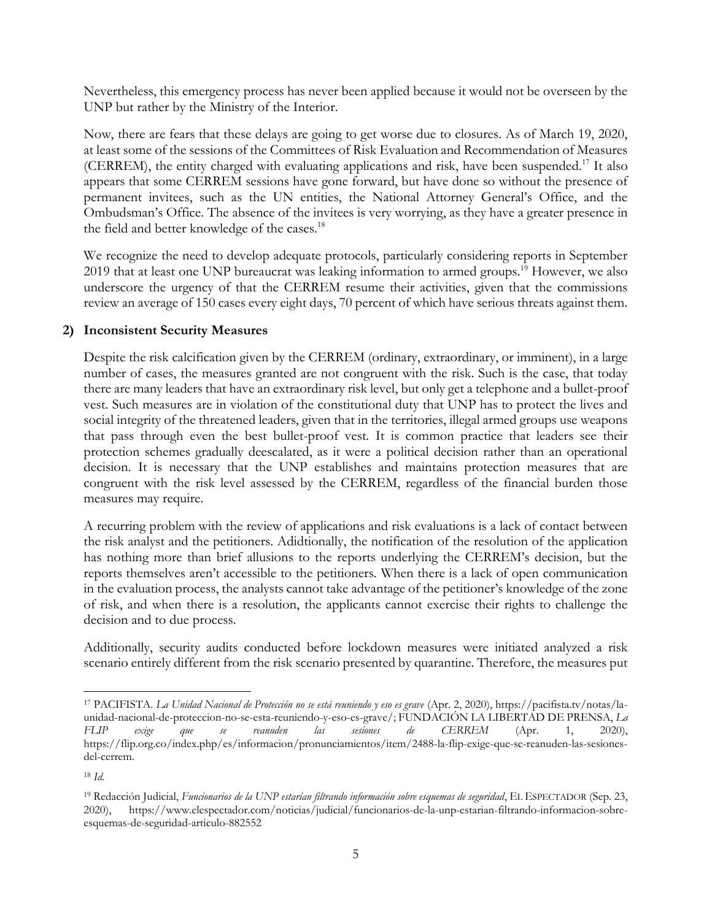Nevertheless, this emergency process has never been applied because it would not be overseen by the UNP but rather by the Ministry of the Interior.

Now, there are fears that these delays are going to get worse due to closures. As of March 19, 2020, at least some of the sessions of the Committees of Risk Evaluation and Recommendation of Measures (CERREM), the entity charged with evaluating applications and risk, have been suspended.[17] It also appears that some CERREM sessions have gone forward, but have done so without the presence of permanent invitees, such as the UN entities, the National Attorney General's Office, and the Ombudsman's Office. The absence of the invitees is very worrying, as they have a greater presence in the field and better knowledge of the cases.[18]

We recognize the need to develop adequate protocols, particularly considering reports in September 2019 that at least one UNP bureaucrat was leaking information to armed groups.[19] However, we also underscore the urgency of that the CERREM resume their activities, given that the commissions review an average of 150 cases every eight days, 70 percent of which have serious threats against them.

**2) Inconsistent Security Measures**

Despite the risk calcification given by the CERREM (ordinary, extraordinary, or imminent), in a large number of cases, the measures granted are not congruent with the risk. Such is the case, that today there are many leaders that have an extraordinary risk level, but only get a telephone and a bullet-proof vest. Such measures are in violation of the constitutional duty that UNP has to protect the lives and social integrity of the threatened leaders, given that in the territories, illegal armed groups use weapons that pass through even the best bullet-proof vest. It is common practice that leaders see their protection schemes gradually deescalated, as it were a political decision rather than an operational decision. It is necessary that the UNP establishes and maintains protection measures that are congruent with the risk level assessed by the CERREM, regardless of the financial burden those measures may require.

A recurring problem with the review of applications and risk evaluations is a lack of contact between the risk analyst and the petitioners. Adidtionally, the notification of the resolution of the application has nothing more than brief allusions to the reports underlying the CERREM's decision, but the reports themselves aren't accessible to the petitioners. When there is a lack of open communication in the evaluation process, the analysts cannot take advantage of the petitioner's knowledge of the zone of risk, and when there is a resolution, the applicants cannot exercise their rights to challenge the decision and to due process.

Additionally, security audits conducted before lockdown measures were initiated analyzed a risk scenario entirely different from the risk scenario presented by quarantine. Therefore, the measures put

---

[17] PACIFISTA. *La Unidad Nacional de Protección no se está reuniendo y eso es grave* (Apr. 2, 2020), https://pacifista.tv/notas/la-unidad-nacional-de-proteccion-no-se-esta-reuniendo-y-eso-es-grave/; FUNDACIÓN LA LIBERTAD DE PRENSA, *La FLIP exige que se reanuden las sesiones de CERREM* (Apr. 1, 2020), https://flip.org.co/index.php/es/informacion/pronunciamientos/item/2488-la-flip-exige-que-se-reanuden-las-sesiones-del-cerrem.

[18] *Id.*

[19] Redacción Judicial, *Funcionarios de la UNP estarían filtrando información sobre esquemas de seguridad*, EL ESPECTADOR (Sep. 23, 2020), https://www.elespectador.com/noticias/judicial/funcionarios-de-la-unp-estarian-filtrando-informacion-sobre-esquemas-de-seguridad-articulo-882552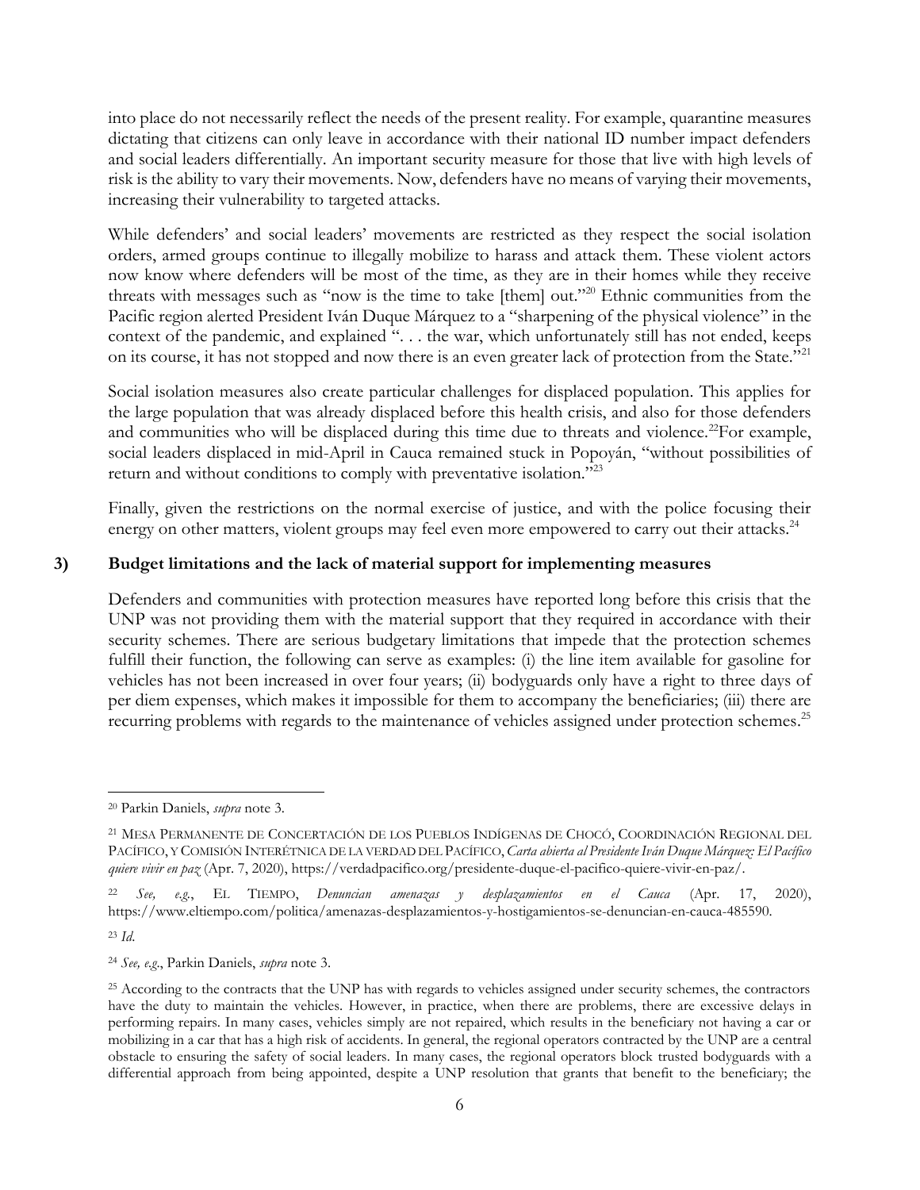into place do not necessarily reflect the needs of the present reality. For example, quarantine measures dictating that citizens can only leave in accordance with their national ID number impact defenders and social leaders differentially. An important security measure for those that live with high levels of risk is the ability to vary their movements. Now, defenders have no means of varying their movements, increasing their vulnerability to targeted attacks.

While defenders' and social leaders' movements are restricted as they respect the social isolation orders, armed groups continue to illegally mobilize to harass and attack them. These violent actors now know where defenders will be most of the time, as they are in their homes while they receive threats with messages such as "now is the time to take [them] out."[20] Ethnic communities from the Pacific region alerted President Iván Duque Márquez to a "sharpening of the physical violence" in the context of the pandemic, and explained ". . . the war, which unfortunately still has not ended, keeps on its course, it has not stopped and now there is an even greater lack of protection from the State."[21]

Social isolation measures also create particular challenges for displaced population. This applies for the large population that was already displaced before this health crisis, and also for those defenders and communities who will be displaced during this time due to threats and violence.[22] For example, social leaders displaced in mid-April in Cauca remained stuck in Popoyán, "without possibilities of return and without conditions to comply with preventative isolation."[23]

Finally, given the restrictions on the normal exercise of justice, and with the police focusing their energy on other matters, violent groups may feel even more empowered to carry out their attacks.[24]

## 3) Budget limitations and the lack of material support for implementing measures

Defenders and communities with protection measures have reported long before this crisis that the UNP was not providing them with the material support that they required in accordance with their security schemes. There are serious budgetary limitations that impede that the protection schemes fulfill their function, the following can serve as examples: (i) the line item available for gasoline for vehicles has not been increased in over four years; (ii) bodyguards only have a right to three days of per diem expenses, which makes it impossible for them to accompany the beneficiaries; (iii) there are recurring problems with regards to the maintenance of vehicles assigned under protection schemes.[25]

---

[20] Parkin Daniels, *supra* note 3.

[21] MESA PERMANENTE DE CONCERTACIÓN DE LOS PUEBLOS INDÍGENAS DE CHOCÓ, COORDINACIÓN REGIONAL DEL PACÍFICO, Y COMISIÓN INTERÉTNICA DE LA VERDAD DEL PACÍFICO, *Carta abierta al Presidente Iván Duque Márquez: El Pacífico quiere vivir en paz* (Apr. 7, 2020), https://verdadpacifico.org/presidente-duque-el-pacifico-quiere-vivir-en-paz/.

[22] *See, e.g.*, EL TIEMPO, *Denuncian amenazas y desplazamientos en el Cauca* (Apr. 17, 2020), https://www.eltiempo.com/politica/amenazas-desplazamientos-y-hostigamientos-se-denuncian-en-cauca-485590.

[23] *Id.*

[24] *See, e.g.*, Parkin Daniels, *supra* note 3.

[25] According to the contracts that the UNP has with regards to vehicles assigned under security schemes, the contractors have the duty to maintain the vehicles. However, in practice, when there are problems, there are excessive delays in performing repairs. In many cases, vehicles simply are not repaired, which results in the beneficiary not having a car or mobilizing in a car that has a high risk of accidents. In general, the regional operators contracted by the UNP are a central obstacle to ensuring the safety of social leaders. In many cases, the regional operators block trusted bodyguards with a differential approach from being appointed, despite a UNP resolution that grants that benefit to the beneficiary; the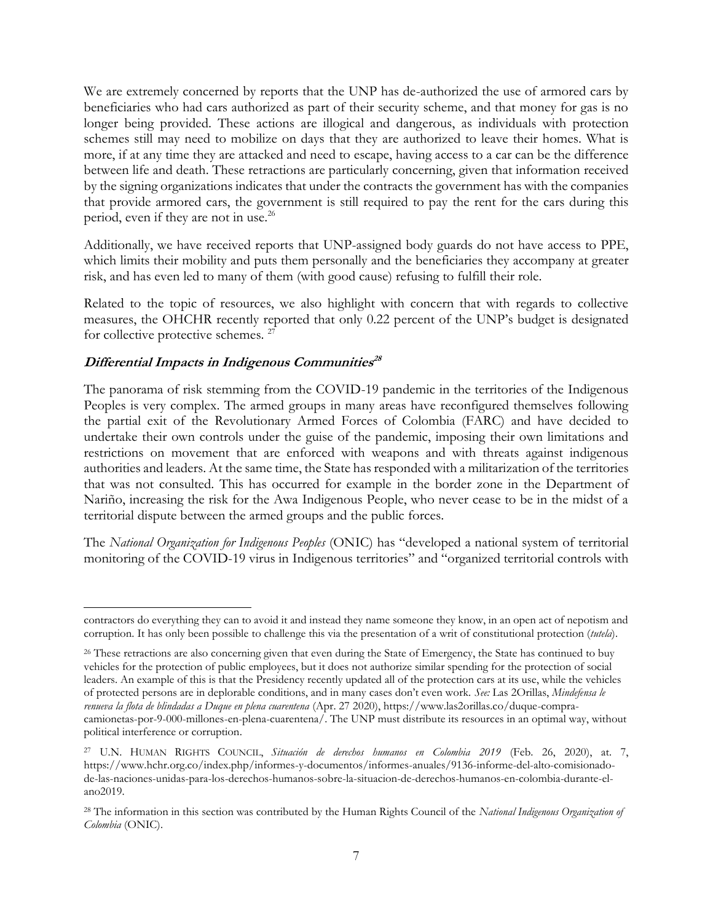We are extremely concerned by reports that the UNP has de-authorized the use of armored cars by beneficiaries who had cars authorized as part of their security scheme, and that money for gas is no longer being provided. These actions are illogical and dangerous, as individuals with protection schemes still may need to mobilize on days that they are authorized to leave their homes. What is more, if at any time they are attacked and need to escape, having access to a car can be the difference between life and death. These retractions are particularly concerning, given that information received by the signing organizations indicates that under the contracts the government has with the companies that provide armored cars, the government is still required to pay the rent for the cars during this period, even if they are not in use.[26]

Additionally, we have received reports that UNP-assigned body guards do not have access to PPE, which limits their mobility and puts them personally and the beneficiaries they accompany at greater risk, and has even led to many of them (with good cause) refusing to fulfill their role.

Related to the topic of resources, we also highlight with concern that with regards to collective measures, the OHCHR recently reported that only 0.22 percent of the UNP's budget is designated for collective protective schemes.[27]

### *Differential Impacts in Indigenous Communities*[28]

The panorama of risk stemming from the COVID-19 pandemic in the territories of the Indigenous Peoples is very complex. The armed groups in many areas have reconfigured themselves following the partial exit of the Revolutionary Armed Forces of Colombia (FARC) and have decided to undertake their own controls under the guise of the pandemic, imposing their own limitations and restrictions on movement that are enforced with weapons and with threats against indigenous authorities and leaders. At the same time, the State has responded with a militarization of the territories that was not consulted. This has occurred for example in the border zone in the Department of Nariño, increasing the risk for the Awa Indigenous People, who never cease to be in the midst of a territorial dispute between the armed groups and the public forces.

The *National Organization for Indigenous Peoples* (ONIC) has "developed a national system of territorial monitoring of the COVID-19 virus in Indigenous territories" and "organized territorial controls with

---

contractors do everything they can to avoid it and instead they name someone they know, in an open act of nepotism and corruption. It has only been possible to challenge this via the presentation of a writ of constitutional protection (*tutela*).

[26] These retractions are also concerning given that even during the State of Emergency, the State has continued to buy vehicles for the protection of public employees, but it does not authorize similar spending for the protection of social leaders. An example of this is that the Presidency recently updated all of the protection cars at its use, while the vehicles of protected persons are in deplorable conditions, and in many cases don't even work. *See:* Las 2Orillas, *Mindefensa le renueva la flota de blindadas a Duque en plena cuarentena* (Apr. 27 2020), https://www.las2orillas.co/duque-compra-camionetas-por-9-000-millones-en-plena-cuarentena/. The UNP must distribute its resources in an optimal way, without political interference or corruption.

[27] U.N. Human Rights Council, *Situación de derechos humanos en Colombia 2019* (Feb. 26, 2020), at. 7, https://www.hchr.org.co/index.php/informes-y-documentos/informes-anuales/9136-informe-del-alto-comisionado-de-las-naciones-unidas-para-los-derechos-humanos-sobre-la-situacion-de-derechos-humanos-en-colombia-durante-el-ano2019.

[28] The information in this section was contributed by the Human Rights Council of the *National Indigenous Organization of Colombia* (ONIC).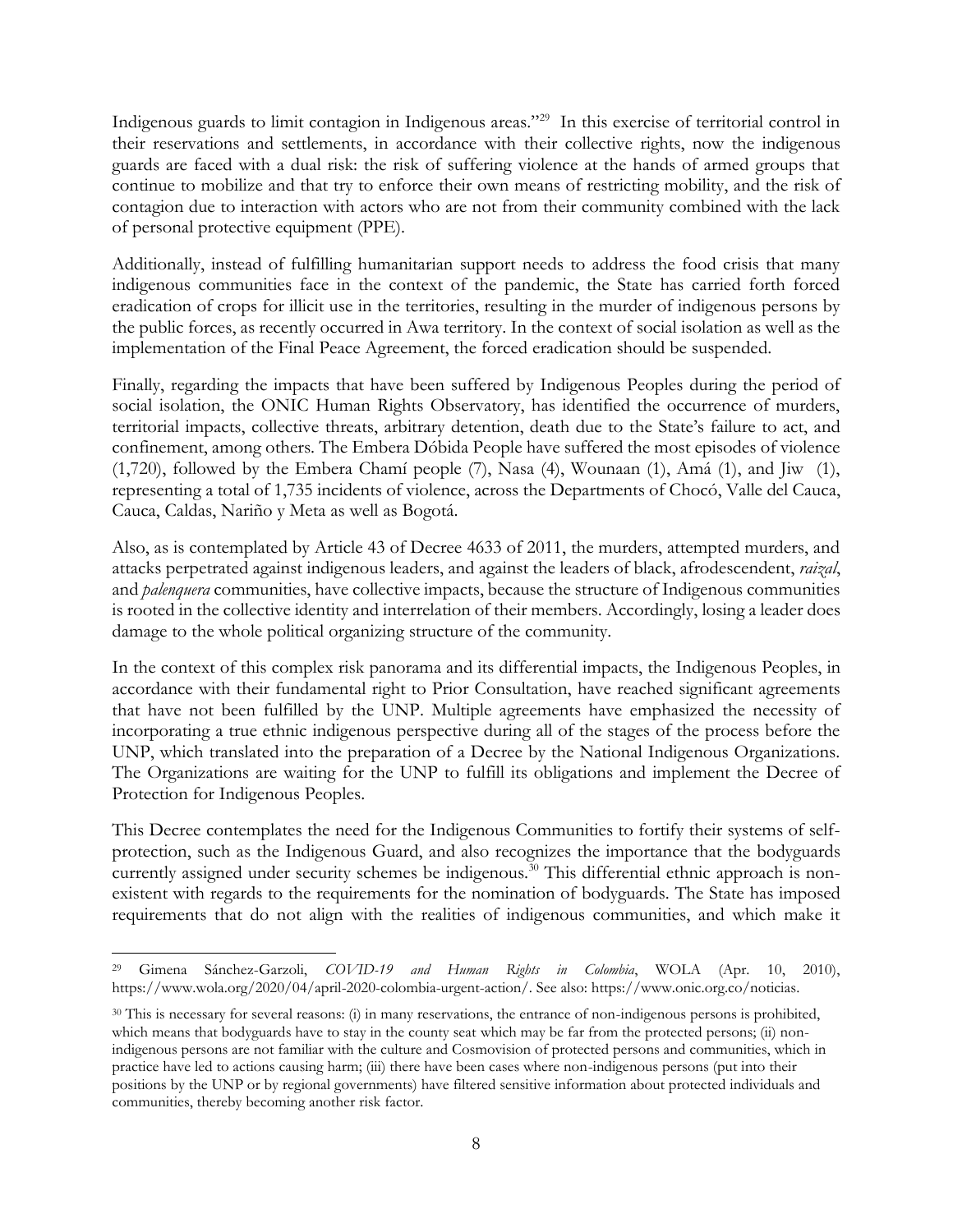Indigenous guards to limit contagion in Indigenous areas."[29] In this exercise of territorial control in their reservations and settlements, in accordance with their collective rights, now the indigenous guards are faced with a dual risk: the risk of suffering violence at the hands of armed groups that continue to mobilize and that try to enforce their own means of restricting mobility, and the risk of contagion due to interaction with actors who are not from their community combined with the lack of personal protective equipment (PPE).

Additionally, instead of fulfilling humanitarian support needs to address the food crisis that many indigenous communities face in the context of the pandemic, the State has carried forth forced eradication of crops for illicit use in the territories, resulting in the murder of indigenous persons by the public forces, as recently occurred in Awa territory. In the context of social isolation as well as the implementation of the Final Peace Agreement, the forced eradication should be suspended.

Finally, regarding the impacts that have been suffered by Indigenous Peoples during the period of social isolation, the ONIC Human Rights Observatory, has identified the occurrence of murders, territorial impacts, collective threats, arbitrary detention, death due to the State's failure to act, and confinement, among others. The Embera Dóbida People have suffered the most episodes of violence (1,720), followed by the Embera Chamí people (7), Nasa (4), Wounaan (1), Amá (1), and Jiw (1), representing a total of 1,735 incidents of violence, across the Departments of Chocó, Valle del Cauca, Cauca, Caldas, Nariño y Meta as well as Bogotá.

Also, as is contemplated by Article 43 of Decree 4633 of 2011, the murders, attempted murders, and attacks perpetrated against indigenous leaders, and against the leaders of black, afrodescendent, *raizal*, and *palenquera* communities, have collective impacts, because the structure of Indigenous communities is rooted in the collective identity and interrelation of their members. Accordingly, losing a leader does damage to the whole political organizing structure of the community.

In the context of this complex risk panorama and its differential impacts, the Indigenous Peoples, in accordance with their fundamental right to Prior Consultation, have reached significant agreements that have not been fulfilled by the UNP. Multiple agreements have emphasized the necessity of incorporating a true ethnic indigenous perspective during all of the stages of the process before the UNP, which translated into the preparation of a Decree by the National Indigenous Organizations. The Organizations are waiting for the UNP to fulfill its obligations and implement the Decree of Protection for Indigenous Peoples.

This Decree contemplates the need for the Indigenous Communities to fortify their systems of self-protection, such as the Indigenous Guard, and also recognizes the importance that the bodyguards currently assigned under security schemes be indigenous.[30] This differential ethnic approach is non-existent with regards to the requirements for the nomination of bodyguards. The State has imposed requirements that do not align with the realities of indigenous communities, and which make it

---

[29] Gimena Sánchez-Garzoli, *COVID-19 and Human Rights in Colombia*, WOLA (Apr. 10, 2010), https://www.wola.org/2020/04/april-2020-colombia-urgent-action/. See also: https://www.onic.org.co/noticias.

[30] This is necessary for several reasons: (i) in many reservations, the entrance of non-indigenous persons is prohibited, which means that bodyguards have to stay in the county seat which may be far from the protected persons; (ii) non-indigenous persons are not familiar with the culture and Cosmovision of protected persons and communities, which in practice have led to actions causing harm; (iii) there have been cases where non-indigenous persons (put into their positions by the UNP or by regional governments) have filtered sensitive information about protected individuals and communities, thereby becoming another risk factor.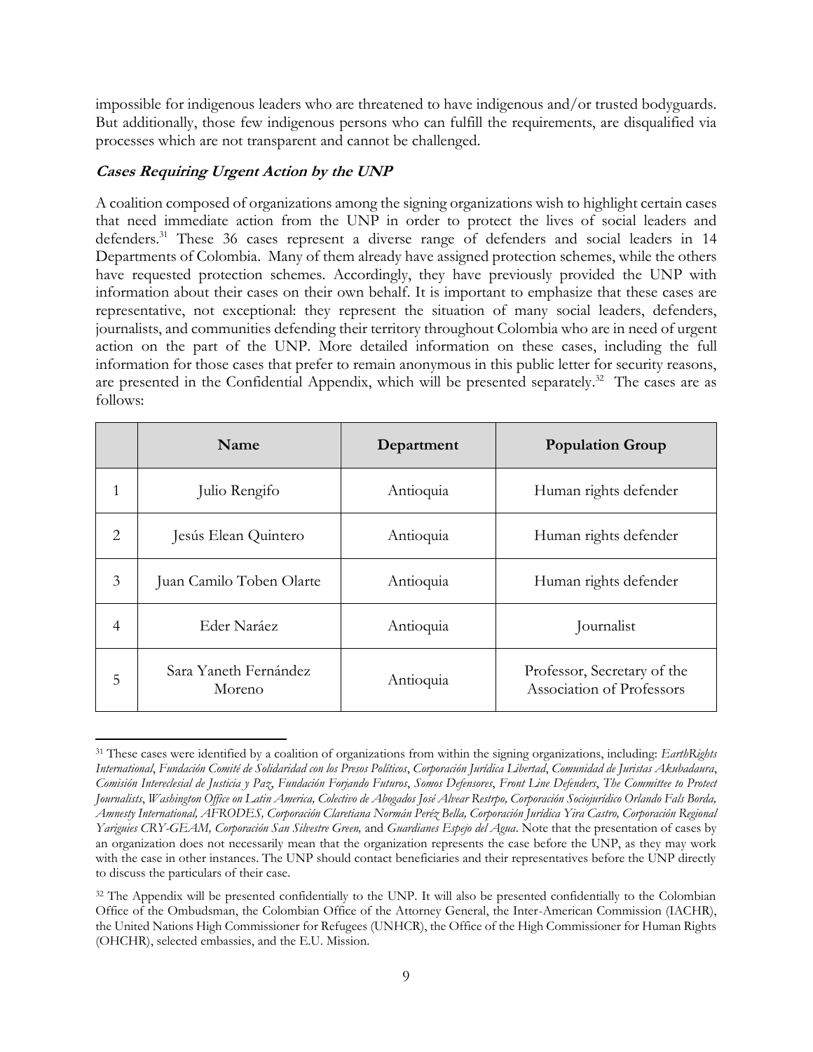impossible for indigenous leaders who are threatened to have indigenous and/or trusted bodyguards. But additionally, those few indigenous persons who can fulfill the requirements, are disqualified via processes which are not transparent and cannot be challenged.

### ***Cases Requiring Urgent Action by the UNP***

A coalition composed of organizations among the signing organizations wish to highlight certain cases that need immediate action from the UNP in order to protect the lives of social leaders and defenders.[31] These 36 cases represent a diverse range of defenders and social leaders in 14 Departments of Colombia. Many of them already have assigned protection schemes, while the others have requested protection schemes. Accordingly, they have previously provided the UNP with information about their cases on their own behalf. It is important to emphasize that these cases are representative, not exceptional: they represent the situation of many social leaders, defenders, journalists, and communities defending their territory throughout Colombia who are in need of urgent action on the part of the UNP. More detailed information on these cases, including the full information for those cases that prefer to remain anonymous in this public letter for security reasons, are presented in the Confidential Appendix, which will be presented separately.[32] The cases are as follows:

| | Name | Department | Population Group |
|---|---|---|---|
| 1 | Julio Rengifo | Antioquia | Human rights defender |
| 2 | Jesús Elean Quintero | Antioquia | Human rights defender |
| 3 | Juan Camilo Toben Olarte | Antioquia | Human rights defender |
| 4 | Eder Naráez | Antioquia | Journalist |
| 5 | Sara Yaneth Fernández Moreno | Antioquia | Professor, Secretary of the Association of Professors |

[31] These cases were identified by a coalition of organizations from within the signing organizations, including: *EarthRights International*, *Fundación Comité de Solidaridad con los Presos Políticos*, *Corporación Jurídica Libertad*, *Comunidad de Juristas Akubadaura*, *Comisión Intereclesial de Justicia y Paz*, *Fundación Forjando Futuros*, *Somos Defensores*, *Front Line Defenders*, *The Committee to Protect Journalists*, *Washington Office on Latin America, Colectivo de Abogados José Alvear Restrpo, Corporación Sociojurídico Orlando Fals Borda, Amnesty International, AFRODES, Corporación Claretiana Normán Peréz Bella, Corporación Jurídica Yira Castro, Corporación Regional Yariguies CRY-GEAM, Corporación San Silvestre Green,* and *Guardianes Espejo del Agua*. Note that the presentation of cases by an organization does not necessarily mean that the organization represents the case before the UNP, as they may work with the case in other instances. The UNP should contact beneficiaries and their representatives before the UNP directly to discuss the particulars of their case.

[32] The Appendix will be presented confidentially to the UNP. It will also be presented confidentially to the Colombian Office of the Ombudsman, the Colombian Office of the Attorney General, the Inter-American Commission (IACHR), the United Nations High Commissioner for Refugees (UNHCR), the Office of the High Commissioner for Human Rights (OHCHR), selected embassies, and the E.U. Mission.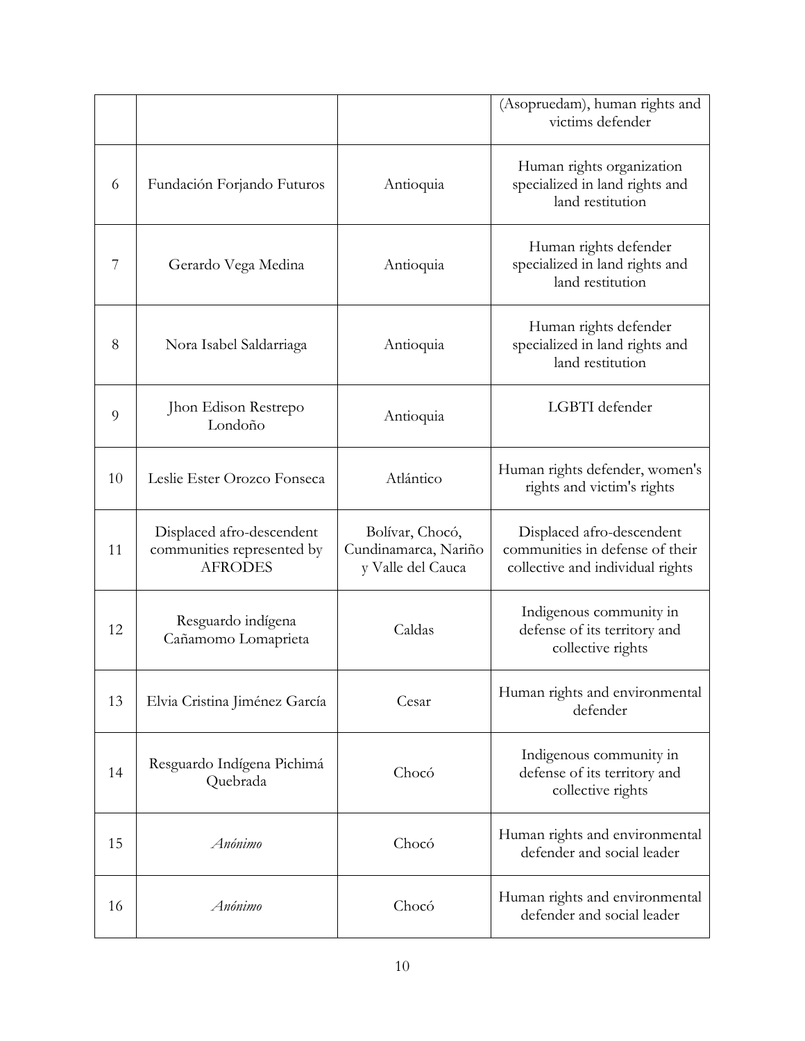| | | | |
|---|---|---|---|
| | | | (Asopruedam), human rights and victims defender |
| 6 | Fundación Forjando Futuros | Antioquia | Human rights organization specialized in land rights and land restitution |
| 7 | Gerardo Vega Medina | Antioquia | Human rights defender specialized in land rights and land restitution |
| 8 | Nora Isabel Saldarriaga | Antioquia | Human rights defender specialized in land rights and land restitution |
| 9 | Jhon Edison Restrepo Londoño | Antioquia | LGBTI defender |
| 10 | Leslie Ester Orozco Fonseca | Atlántico | Human rights defender, women's rights and victim's rights |
| 11 | Displaced afro-descendent communities represented by AFRODES | Bolívar, Chocó, Cundinamarca, Nariño y Valle del Cauca | Displaced afro-descendent communities in defense of their collective and individual rights |
| 12 | Resguardo indígena Cañamomo Lomaprieta | Caldas | Indigenous community in defense of its territory and collective rights |
| 13 | Elvia Cristina Jiménez García | Cesar | Human rights and environmental defender |
| 14 | Resguardo Indígena Pichimá Quebrada | Chocó | Indigenous community in defense of its territory and collective rights |
| 15 | *Anónimo* | Chocó | Human rights and environmental defender and social leader |
| 16 | *Anónimo* | Chocó | Human rights and environmental defender and social leader |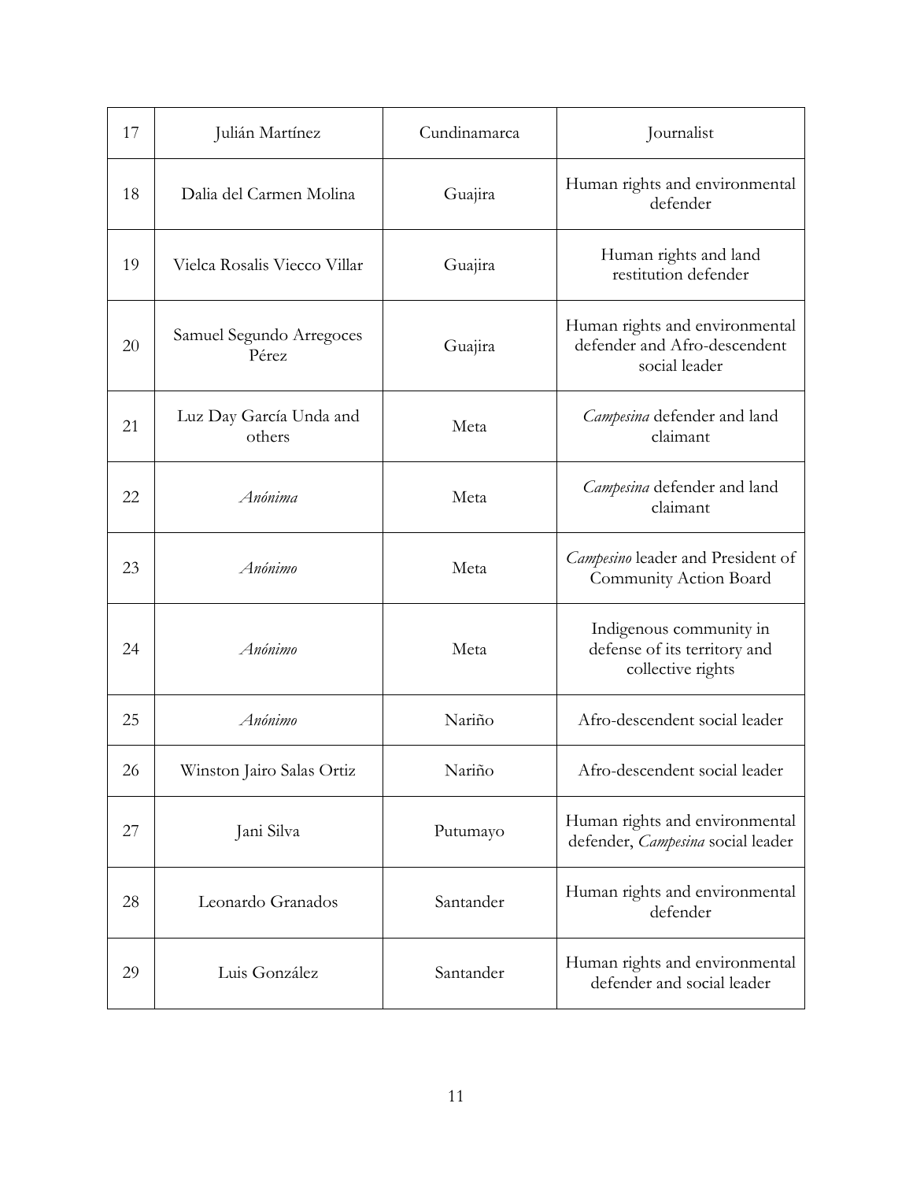| 17 | Julián Martínez | Cundinamarca | Journalist |
|---|---|---|---|
| 18 | Dalia del Carmen Molina | Guajira | Human rights and environmental defender |
| 19 | Vielca Rosalis Viecco Villar | Guajira | Human rights and land restitution defender |
| 20 | Samuel Segundo Arregoces Pérez | Guajira | Human rights and environmental defender and Afro-descendent social leader |
| 21 | Luz Day García Unda and others | Meta | *Campesina* defender and land claimant |
| 22 | *Anónima* | Meta | *Campesina* defender and land claimant |
| 23 | *Anónimo* | Meta | *Campesino* leader and President of Community Action Board |
| 24 | *Anónimo* | Meta | Indigenous community in defense of its territory and collective rights |
| 25 | *Anónimo* | Nariño | Afro-descendent social leader |
| 26 | Winston Jairo Salas Ortiz | Nariño | Afro-descendent social leader |
| 27 | Jani Silva | Putumayo | Human rights and environmental defender, *Campesina* social leader |
| 28 | Leonardo Granados | Santander | Human rights and environmental defender |
| 29 | Luis González | Santander | Human rights and environmental defender and social leader |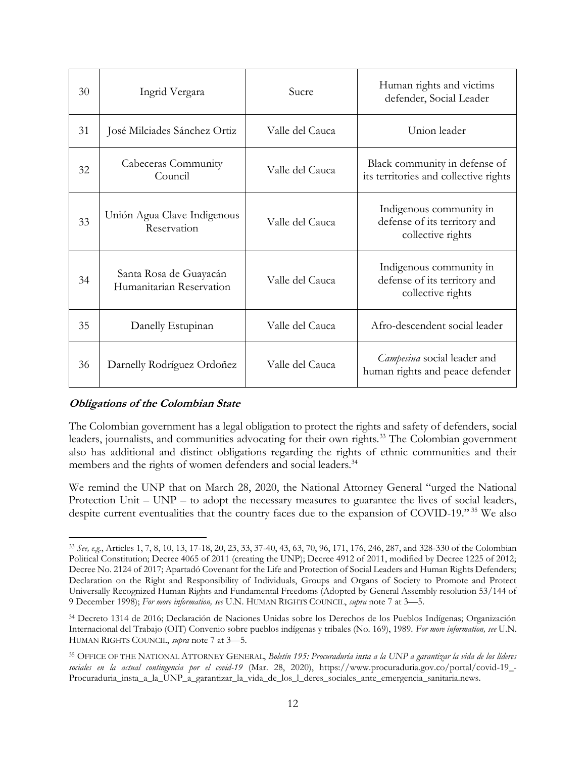| 30 | Ingrid Vergara | Sucre | Human rights and victims defender, Social Leader |
|---|---|---|---|
| 31 | José Milciades Sánchez Ortiz | Valle del Cauca | Union leader |
| 32 | Cabeceras Community Council | Valle del Cauca | Black community in defense of its territories and collective rights |
| 33 | Unión Agua Clave Indigenous Reservation | Valle del Cauca | Indigenous community in defense of its territory and collective rights |
| 34 | Santa Rosa de Guayacán Humanitarian Reservation | Valle del Cauca | Indigenous community in defense of its territory and collective rights |
| 35 | Danelly Estupinan | Valle del Cauca | Afro-descendent social leader |
| 36 | Darnelly Rodríguez Ordoñez | Valle del Cauca | *Campesina* social leader and human rights and peace defender |

**Obligations of the Colombian State**

The Colombian government has a legal obligation to protect the rights and safety of defenders, social leaders, journalists, and communities advocating for their own rights.[33] The Colombian government also has additional and distinct obligations regarding the rights of ethnic communities and their members and the rights of women defenders and social leaders.[34]

We remind the UNP that on March 28, 2020, the National Attorney General "urged the National Protection Unit – UNP – to adopt the necessary measures to guarantee the lives of social leaders, despite current eventualities that the country faces due to the expansion of COVID-19."[35] We also

---

[33] *See, e.g.*, Articles 1, 7, 8, 10, 13, 17-18, 20, 23, 33, 37-40, 43, 63, 70, 96, 171, 176, 246, 287, and 328-330 of the Colombian Political Constitution; Decree 4065 of 2011 (creating the UNP); Decree 4912 of 2011, modified by Decree 1225 of 2012; Decree No. 2124 of 2017; Apartadó Covenant for the Life and Protection of Social Leaders and Human Rights Defenders; Declaration on the Right and Responsibility of Individuals, Groups and Organs of Society to Promote and Protect Universally Recognized Human Rights and Fundamental Freedoms (Adopted by General Assembly resolution 53/144 of 9 December 1998); *For more information, see* U.N. HUMAN RIGHTS COUNCIL, *supra* note 7 at 3—5.

[34] Decreto 1314 de 2016; Declaración de Naciones Unidas sobre los Derechos de los Pueblos Indígenas; Organización Internacional del Trabajo (OIT) Convenio sobre pueblos indígenas y tribales (No. 169), 1989. *For more information, see* U.N. HUMAN RIGHTS COUNCIL, *supra* note 7 at 3—5.

[35] OFFICE OF THE NATIONAL ATTORNEY GENERAL, *Boletín 195: Procuraduría insta a la UNP a garantizar la vida de los líderes sociales en la actual contingencia por el covid-19* (Mar. 28, 2020), https://www.procuraduria.gov.co/portal/covid-19_-Procuraduria_insta_a_la_UNP_a_garantizar_la_vida_de_los_l_deres_sociales_ante_emergencia_sanitaria.news.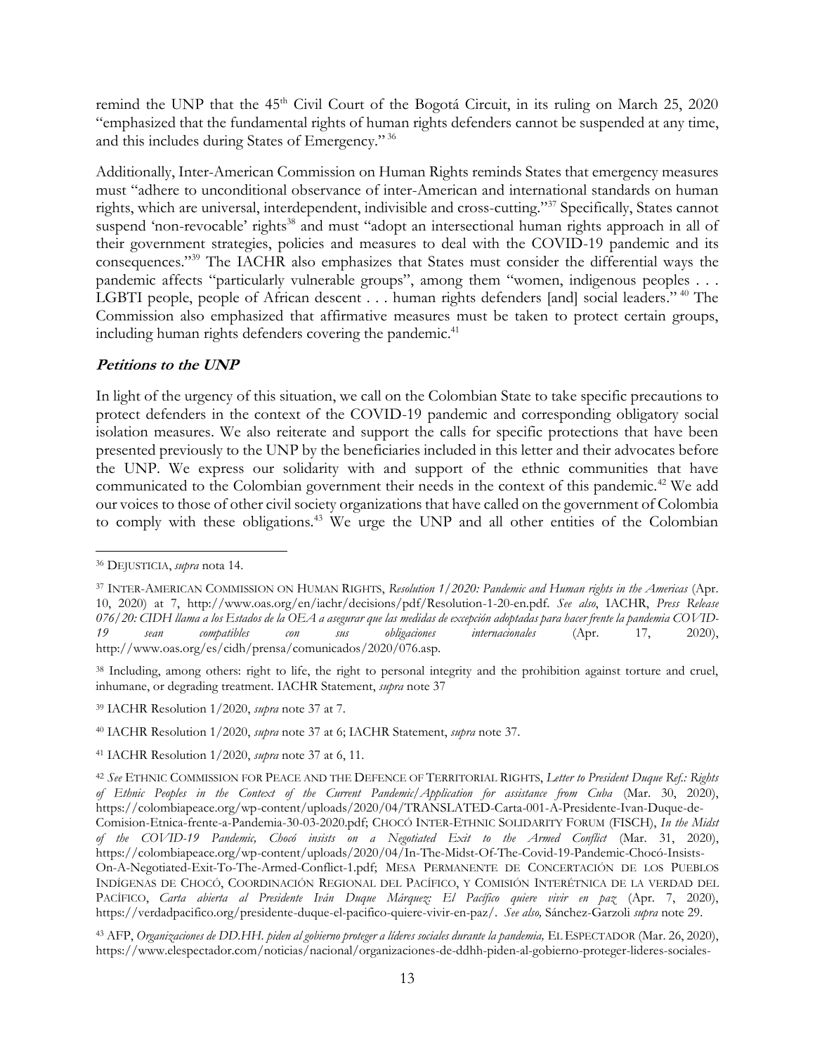remind the UNP that the 45th Civil Court of the Bogotá Circuit, in its ruling on March 25, 2020 "emphasized that the fundamental rights of human rights defenders cannot be suspended at any time, and this includes during States of Emergency." [36]

Additionally, Inter-American Commission on Human Rights reminds States that emergency measures must "adhere to unconditional observance of inter-American and international standards on human rights, which are universal, interdependent, indivisible and cross-cutting."[37] Specifically, States cannot suspend 'non-revocable' rights[38] and must "adopt an intersectional human rights approach in all of their government strategies, policies and measures to deal with the COVID-19 pandemic and its consequences."[39] The IACHR also emphasizes that States must consider the differential ways the pandemic affects "particularly vulnerable groups", among them "women, indigenous peoples . . . LGBTI people, people of African descent . . . human rights defenders [and] social leaders." [40] The Commission also emphasized that affirmative measures must be taken to protect certain groups, including human rights defenders covering the pandemic.[41]

## ***Petitions to the UNP***

In light of the urgency of this situation, we call on the Colombian State to take specific precautions to protect defenders in the context of the COVID-19 pandemic and corresponding obligatory social isolation measures. We also reiterate and support the calls for specific protections that have been presented previously to the UNP by the beneficiaries included in this letter and their advocates before the UNP. We express our solidarity with and support of the ethnic communities that have communicated to the Colombian government their needs in the context of this pandemic.[42] We add our voices to those of other civil society organizations that have called on the government of Colombia to comply with these obligations.[43] We urge the UNP and all other entities of the Colombian

---

[36] DEJUSTICIA, *supra* nota 14.

[37] INTER-AMERICAN COMMISSION ON HUMAN RIGHTS, *Resolution 1/2020: Pandemic and Human rights in the Americas* (Apr. 10, 2020) at 7, http://www.oas.org/en/iachr/decisions/pdf/Resolution-1-20-en.pdf. *See also*, IACHR, *Press Release 076/20: CIDH llama a los Estados de la OEA a asegurar que las medidas de excepción adoptadas para hacer frente la pandemia COVID-19 sean compatibles con sus obligaciones internacionales* (Apr. 17, 2020), http://www.oas.org/es/cidh/prensa/comunicados/2020/076.asp.

[38] Including, among others: right to life, the right to personal integrity and the prohibition against torture and cruel, inhumane, or degrading treatment. IACHR Statement, *supra* note 37

[39] IACHR Resolution 1/2020, *supra* note 37 at 7.

[40] IACHR Resolution 1/2020, *supra* note 37 at 6; IACHR Statement, *supra* note 37.

[41] IACHR Resolution 1/2020, *supra* note 37 at 6, 11.

[42] *See* ETHNIC COMMISSION FOR PEACE AND THE DEFENCE OF TERRITORIAL RIGHTS, *Letter to President Duque Ref.: Rights of Ethnic Peoples in the Context of the Current Pandemic/Application for assistance from Cuba* (Mar. 30, 2020), https://colombiapeace.org/wp-content/uploads/2020/04/TRANSLATED-Carta-001-A-Presidente-Ivan-Duque-de-Comision-Etnica-frente-a-Pandemia-30-03-2020.pdf; CHOCÓ INTER-ETHNIC SOLIDARITY FORUM (FISCH), *In the Midst of the COVID-19 Pandemic, Chocó insists on a Negotiated Exit to the Armed Conflict* (Mar. 31, 2020), https://colombiapeace.org/wp-content/uploads/2020/04/In-The-Midst-Of-The-Covid-19-Pandemic-Chocó-Insists-On-A-Negotiated-Exit-To-The-Armed-Conflict-1.pdf; MESA PERMANENTE DE CONCERTACIÓN DE LOS PUEBLOS INDÍGENAS DE CHOCÓ, COORDINACIÓN REGIONAL DEL PACÍFICO, Y COMISIÓN INTERÉTNICA DE LA VERDAD DEL PACÍFICO, *Carta abierta al Presidente Iván Duque Márquez: El Pacífico quiere vivir en paz* (Apr. 7, 2020), https://verdadpacifico.org/presidente-duque-el-pacifico-quiere-vivir-en-paz/. *See also,* Sánchez-Garzoli *supra* note 29.

[43] AFP, *Organizaciones de DD.HH. piden al gobierno proteger a líderes sociales durante la pandemia,* EL ESPECTADOR (Mar. 26, 2020), https://www.elespectador.com/noticias/nacional/organizaciones-de-ddhh-piden-al-gobierno-proteger-lideres-sociales-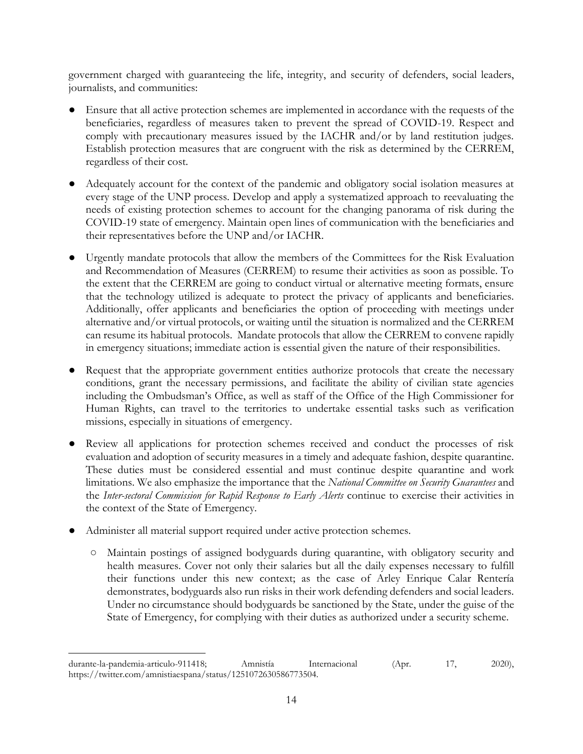government charged with guaranteeing the life, integrity, and security of defenders, social leaders, journalists, and communities:

- Ensure that all active protection schemes are implemented in accordance with the requests of the beneficiaries, regardless of measures taken to prevent the spread of COVID-19. Respect and comply with precautionary measures issued by the IACHR and/or by land restitution judges. Establish protection measures that are congruent with the risk as determined by the CERREM, regardless of their cost.

- Adequately account for the context of the pandemic and obligatory social isolation measures at every stage of the UNP process. Develop and apply a systematized approach to reevaluating the needs of existing protection schemes to account for the changing panorama of risk during the COVID-19 state of emergency. Maintain open lines of communication with the beneficiaries and their representatives before the UNP and/or IACHR.

- Urgently mandate protocols that allow the members of the Committees for the Risk Evaluation and Recommendation of Measures (CERREM) to resume their activities as soon as possible. To the extent that the CERREM are going to conduct virtual or alternative meeting formats, ensure that the technology utilized is adequate to protect the privacy of applicants and beneficiaries. Additionally, offer applicants and beneficiaries the option of proceeding with meetings under alternative and/or virtual protocols, or waiting until the situation is normalized and the CERREM can resume its habitual protocols. Mandate protocols that allow the CERREM to convene rapidly in emergency situations; immediate action is essential given the nature of their responsibilities.

- Request that the appropriate government entities authorize protocols that create the necessary conditions, grant the necessary permissions, and facilitate the ability of civilian state agencies including the Ombudsman's Office, as well as staff of the Office of the High Commissioner for Human Rights, can travel to the territories to undertake essential tasks such as verification missions, especially in situations of emergency.

- Review all applications for protection schemes received and conduct the processes of risk evaluation and adoption of security measures in a timely and adequate fashion, despite quarantine. These duties must be considered essential and must continue despite quarantine and work limitations. We also emphasize the importance that the *National Committee on Security Guarantees* and the *Inter-sectoral Commission for Rapid Response to Early Alerts* continue to exercise their activities in the context of the State of Emergency.

- Administer all material support required under active protection schemes.
  - Maintain postings of assigned bodyguards during quarantine, with obligatory security and health measures. Cover not only their salaries but all the daily expenses necessary to fulfill their functions under this new context; as the case of Arley Enrique Calar Rentería demonstrates, bodyguards also run risks in their work defending defenders and social leaders. Under no circumstance should bodyguards be sanctioned by the State, under the guise of the State of Emergency, for complying with their duties as authorized under a security scheme.

---

durante-la-pandemia-articulo-911418; Amnistía Internacional (Apr. 17, 2020), https://twitter.com/amnistiaespana/status/1251072630586773504.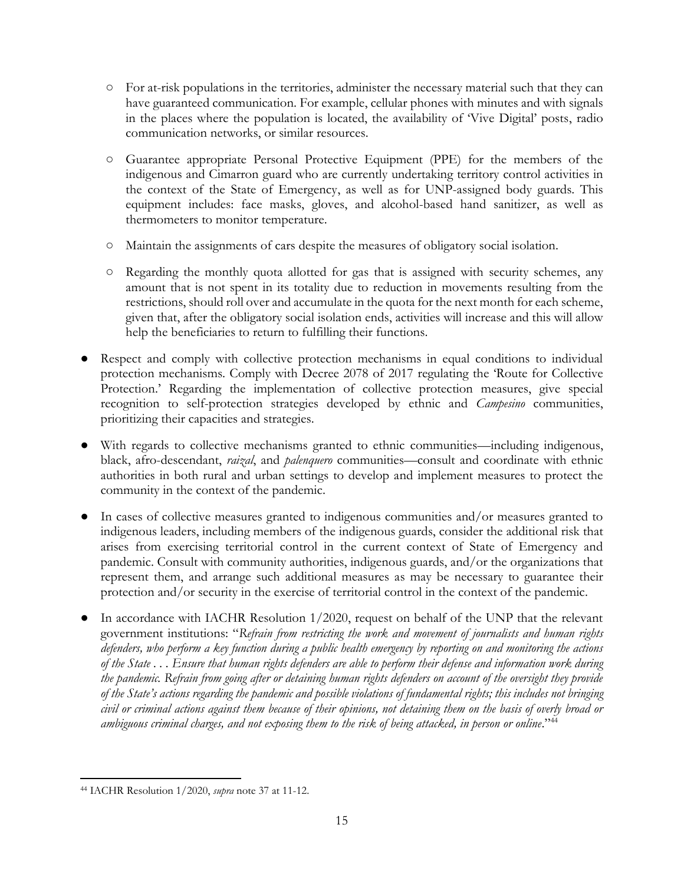- For at-risk populations in the territories, administer the necessary material such that they can have guaranteed communication. For example, cellular phones with minutes and with signals in the places where the population is located, the availability of 'Vive Digital' posts, radio communication networks, or similar resources.
  - Guarantee appropriate Personal Protective Equipment (PPE) for the members of the indigenous and Cimarron guard who are currently undertaking territory control activities in the context of the State of Emergency, as well as for UNP-assigned body guards. This equipment includes: face masks, gloves, and alcohol-based hand sanitizer, as well as thermometers to monitor temperature.
  - Maintain the assignments of cars despite the measures of obligatory social isolation.
  - Regarding the monthly quota allotted for gas that is assigned with security schemes, any amount that is not spent in its totality due to reduction in movements resulting from the restrictions, should roll over and accumulate in the quota for the next month for each scheme, given that, after the obligatory social isolation ends, activities will increase and this will allow help the beneficiaries to return to fulfilling their functions.

- Respect and comply with collective protection mechanisms in equal conditions to individual protection mechanisms. Comply with Decree 2078 of 2017 regulating the 'Route for Collective Protection.' Regarding the implementation of collective protection measures, give special recognition to self-protection strategies developed by ethnic and *Campesino* communities, prioritizing their capacities and strategies.

- With regards to collective mechanisms granted to ethnic communities—including indigenous, black, afro-descendant, *raizal*, and *palenquero* communities—consult and coordinate with ethnic authorities in both rural and urban settings to develop and implement measures to protect the community in the context of the pandemic.

- In cases of collective measures granted to indigenous communities and/or measures granted to indigenous leaders, including members of the indigenous guards, consider the additional risk that arises from exercising territorial control in the current context of State of Emergency and pandemic. Consult with community authorities, indigenous guards, and/or the organizations that represent them, and arrange such additional measures as may be necessary to guarantee their protection and/or security in the exercise of territorial control in the context of the pandemic.

- In accordance with IACHR Resolution 1/2020, request on behalf of the UNP that the relevant government institutions: "*Refrain from restricting the work and movement of journalists and human rights defenders, who perform a key function during a public health emergency by reporting on and monitoring the actions of the State . . . Ensure that human rights defenders are able to perform their defense and information work during the pandemic. Refrain from going after or detaining human rights defenders on account of the oversight they provide of the State's actions regarding the pandemic and possible violations of fundamental rights; this includes not bringing civil or criminal actions against them because of their opinions, not detaining them on the basis of overly broad or ambiguous criminal charges, and not exposing them to the risk of being attacked, in person or online*."[44]

---

[44] IACHR Resolution 1/2020, *supra* note 37 at 11-12.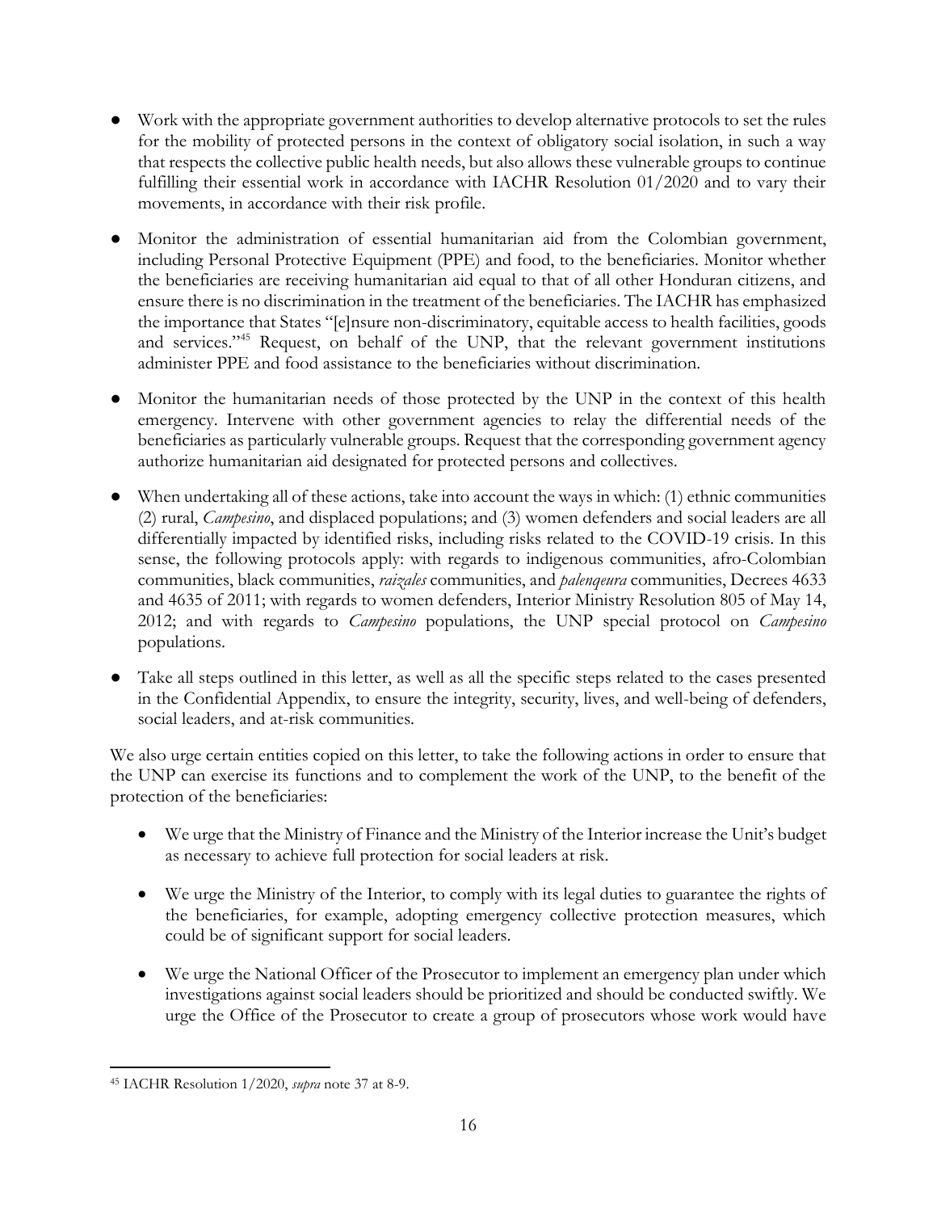- Work with the appropriate government authorities to develop alternative protocols to set the rules for the mobility of protected persons in the context of obligatory social isolation, in such a way that respects the collective public health needs, but also allows these vulnerable groups to continue fulfilling their essential work in accordance with IACHR Resolution 01/2020 and to vary their movements, in accordance with their risk profile.

- Monitor the administration of essential humanitarian aid from the Colombian government, including Personal Protective Equipment (PPE) and food, to the beneficiaries. Monitor whether the beneficiaries are receiving humanitarian aid equal to that of all other Honduran citizens, and ensure there is no discrimination in the treatment of the beneficiaries. The IACHR has emphasized the importance that States "[e]nsure non-discriminatory, equitable access to health facilities, goods and services."[45] Request, on behalf of the UNP, that the relevant government institutions administer PPE and food assistance to the beneficiaries without discrimination.

- Monitor the humanitarian needs of those protected by the UNP in the context of this health emergency. Intervene with other government agencies to relay the differential needs of the beneficiaries as particularly vulnerable groups. Request that the corresponding government agency authorize humanitarian aid designated for protected persons and collectives.

- When undertaking all of these actions, take into account the ways in which: (1) ethnic communities (2) rural, *Campesino*, and displaced populations; and (3) women defenders and social leaders are all differentially impacted by identified risks, including risks related to the COVID-19 crisis. In this sense, the following protocols apply: with regards to indigenous communities, afro-Colombian communities, black communities, *raizales* communities, and *palenqeura* communities, Decrees 4633 and 4635 of 2011; with regards to women defenders, Interior Ministry Resolution 805 of May 14, 2012; and with regards to *Campesino* populations, the UNP special protocol on *Campesino* populations.

- Take all steps outlined in this letter, as well as all the specific steps related to the cases presented in the Confidential Appendix, to ensure the integrity, security, lives, and well-being of defenders, social leaders, and at-risk communities.

We also urge certain entities copied on this letter, to take the following actions in order to ensure that the UNP can exercise its functions and to complement the work of the UNP, to the benefit of the protection of the beneficiaries:

- We urge that the Ministry of Finance and the Ministry of the Interior increase the Unit's budget as necessary to achieve full protection for social leaders at risk.

- We urge the Ministry of the Interior, to comply with its legal duties to guarantee the rights of the beneficiaries, for example, adopting emergency collective protection measures, which could be of significant support for social leaders.

- We urge the National Officer of the Prosecutor to implement an emergency plan under which investigations against social leaders should be prioritized and should be conducted swiftly. We urge the Office of the Prosecutor to create a group of prosecutors whose work would have

[45] IACHR Resolution 1/2020, *supra* note 37 at 8-9.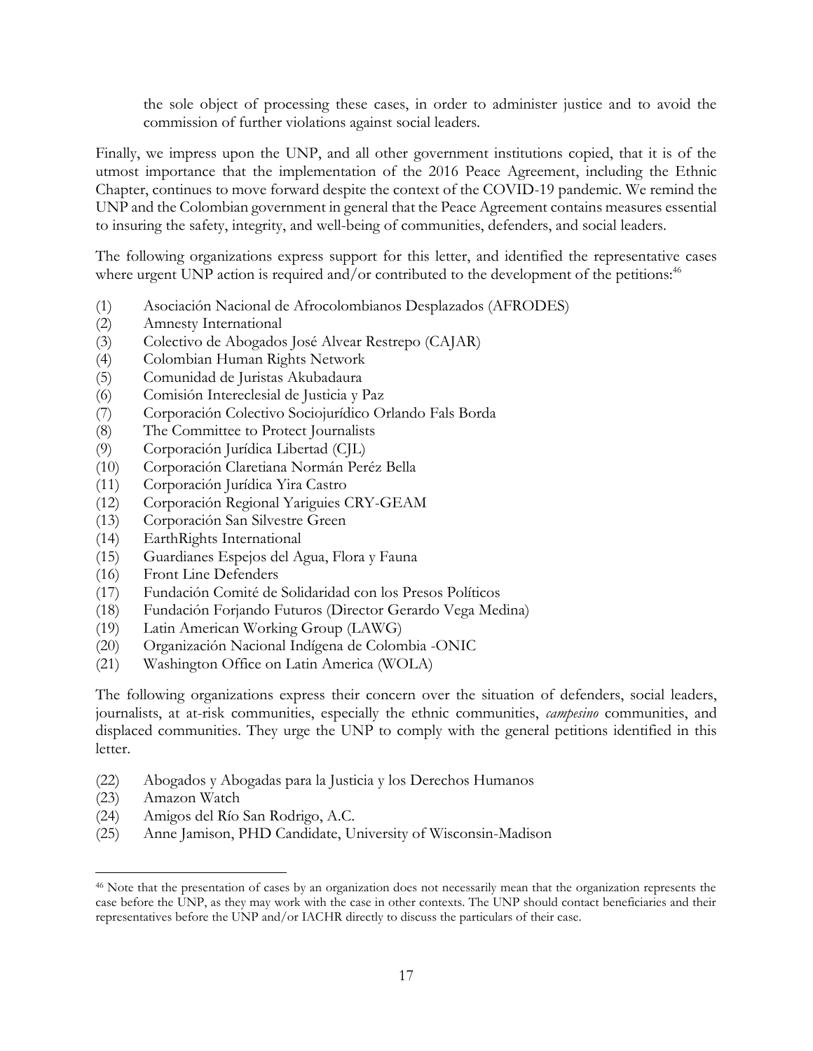the sole object of processing these cases, in order to administer justice and to avoid the commission of further violations against social leaders.

Finally, we impress upon the UNP, and all other government institutions copied, that it is of the utmost importance that the implementation of the 2016 Peace Agreement, including the Ethnic Chapter, continues to move forward despite the context of the COVID-19 pandemic. We remind the UNP and the Colombian government in general that the Peace Agreement contains measures essential to insuring the safety, integrity, and well-being of communities, defenders, and social leaders.

The following organizations express support for this letter, and identified the representative cases where urgent UNP action is required and/or contributed to the development of the petitions:[46]

(1) Asociación Nacional de Afrocolombianos Desplazados (AFRODES)
(2) Amnesty International
(3) Colectivo de Abogados José Alvear Restrepo (CAJAR)
(4) Colombian Human Rights Network
(5) Comunidad de Juristas Akubadaura
(6) Comisión Intereclesial de Justicia y Paz
(7) Corporación Colectivo Sociojurídico Orlando Fals Borda
(8) The Committee to Protect Journalists
(9) Corporación Jurídica Libertad (CJL)
(10) Corporación Claretiana Normán Peréz Bella
(11) Corporación Jurídica Yira Castro
(12) Corporación Regional Yariguies CRY-GEAM
(13) Corporación San Silvestre Green
(14) EarthRights International
(15) Guardianes Espejos del Agua, Flora y Fauna
(16) Front Line Defenders
(17) Fundación Comité de Solidaridad con los Presos Políticos
(18) Fundación Forjando Futuros (Director Gerardo Vega Medina)
(19) Latin American Working Group (LAWG)
(20) Organización Nacional Indígena de Colombia -ONIC
(21) Washington Office on Latin America (WOLA)

The following organizations express their concern over the situation of defenders, social leaders, journalists, at at-risk communities, especially the ethnic communities, *campesino* communities, and displaced communities. They urge the UNP to comply with the general petitions identified in this letter.

(22) Abogados y Abogadas para la Justicia y los Derechos Humanos
(23) Amazon Watch
(24) Amigos del Río San Rodrigo, A.C.
(25) Anne Jamison, PHD Candidate, University of Wisconsin-Madison

[46] Note that the presentation of cases by an organization does not necessarily mean that the organization represents the case before the UNP, as they may work with the case in other contexts. The UNP should contact beneficiaries and their representatives before the UNP and/or IACHR directly to discuss the particulars of their case.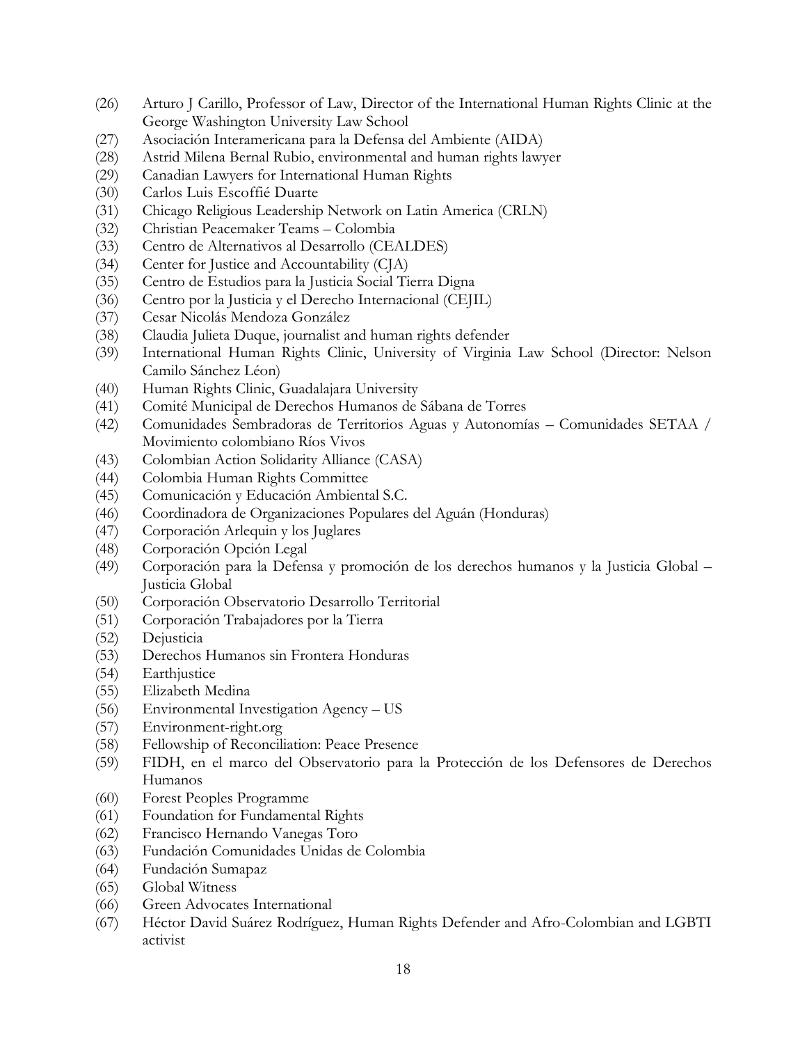(26) Arturo J Carillo, Professor of Law, Director of the International Human Rights Clinic at the George Washington University Law School
(27) Asociación Interamericana para la Defensa del Ambiente (AIDA)
(28) Astrid Milena Bernal Rubio, environmental and human rights lawyer
(29) Canadian Lawyers for International Human Rights
(30) Carlos Luis Escoffié Duarte
(31) Chicago Religious Leadership Network on Latin America (CRLN)
(32) Christian Peacemaker Teams – Colombia
(33) Centro de Alternativos al Desarrollo (CEALDES)
(34) Center for Justice and Accountability (CJA)
(35) Centro de Estudios para la Justicia Social Tierra Digna
(36) Centro por la Justicia y el Derecho Internacional (CEJIL)
(37) Cesar Nicolás Mendoza González
(38) Claudia Julieta Duque, journalist and human rights defender
(39) International Human Rights Clinic, University of Virginia Law School (Director: Nelson Camilo Sánchez Léon)
(40) Human Rights Clinic, Guadalajara University
(41) Comité Municipal de Derechos Humanos de Sábana de Torres
(42) Comunidades Sembradoras de Territorios Aguas y Autonomías – Comunidades SETAA / Movimiento colombiano Ríos Vivos
(43) Colombian Action Solidarity Alliance (CASA)
(44) Colombia Human Rights Committee
(45) Comunicación y Educación Ambiental S.C.
(46) Coordinadora de Organizaciones Populares del Aguán (Honduras)
(47) Corporación Arlequin y los Juglares
(48) Corporación Opción Legal
(49) Corporación para la Defensa y promoción de los derechos humanos y la Justicia Global – Justicia Global
(50) Corporación Observatorio Desarrollo Territorial
(51) Corporación Trabajadores por la Tierra
(52) Dejusticia
(53) Derechos Humanos sin Frontera Honduras
(54) Earthjustice
(55) Elizabeth Medina
(56) Environmental Investigation Agency – US
(57) Environment-right.org
(58) Fellowship of Reconciliation: Peace Presence
(59) FIDH, en el marco del Observatorio para la Protección de los Defensores de Derechos Humanos
(60) Forest Peoples Programme
(61) Foundation for Fundamental Rights
(62) Francisco Hernando Vanegas Toro
(63) Fundación Comunidades Unidas de Colombia
(64) Fundación Sumapaz
(65) Global Witness
(66) Green Advocates International
(67) Héctor David Suárez Rodríguez, Human Rights Defender and Afro-Colombian and LGBTI activist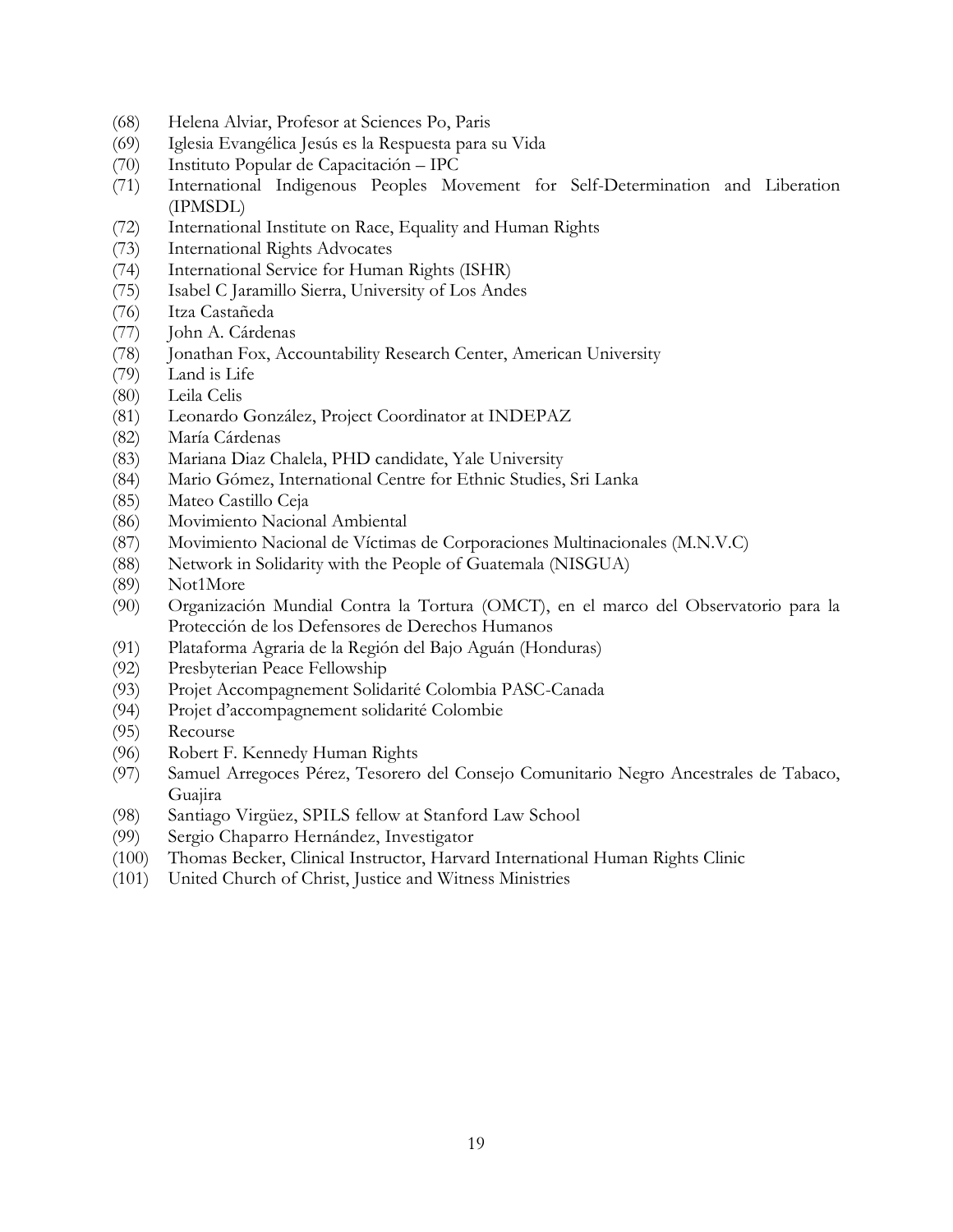(68) Helena Alviar, Profesor at Sciences Po, Paris
(69) Iglesia Evangélica Jesús es la Respuesta para su Vida
(70) Instituto Popular de Capacitación – IPC
(71) International Indigenous Peoples Movement for Self-Determination and Liberation (IPMSDL)
(72) International Institute on Race, Equality and Human Rights
(73) International Rights Advocates
(74) International Service for Human Rights (ISHR)
(75) Isabel C Jaramillo Sierra, University of Los Andes
(76) Itza Castañeda
(77) John A. Cárdenas
(78) Jonathan Fox, Accountability Research Center, American University
(79) Land is Life
(80) Leila Celis
(81) Leonardo González, Project Coordinator at INDEPAZ
(82) María Cárdenas
(83) Mariana Diaz Chalela, PHD candidate, Yale University
(84) Mario Gómez, International Centre for Ethnic Studies, Sri Lanka
(85) Mateo Castillo Ceja
(86) Movimiento Nacional Ambiental
(87) Movimiento Nacional de Víctimas de Corporaciones Multinacionales (M.N.V.C)
(88) Network in Solidarity with the People of Guatemala (NISGUA)
(89) Not1More
(90) Organización Mundial Contra la Tortura (OMCT), en el marco del Observatorio para la Protección de los Defensores de Derechos Humanos
(91) Plataforma Agraria de la Región del Bajo Aguán (Honduras)
(92) Presbyterian Peace Fellowship
(93) Projet Accompagnement Solidarité Colombia PASC-Canada
(94) Projet d'accompagnement solidarité Colombie
(95) Recourse
(96) Robert F. Kennedy Human Rights
(97) Samuel Arregoces Pérez, Tesorero del Consejo Comunitario Negro Ancestrales de Tabaco, Guajira
(98) Santiago Virgüez, SPILS fellow at Stanford Law School
(99) Sergio Chaparro Hernández, Investigator
(100) Thomas Becker, Clinical Instructor, Harvard International Human Rights Clinic
(101) United Church of Christ, Justice and Witness Ministries